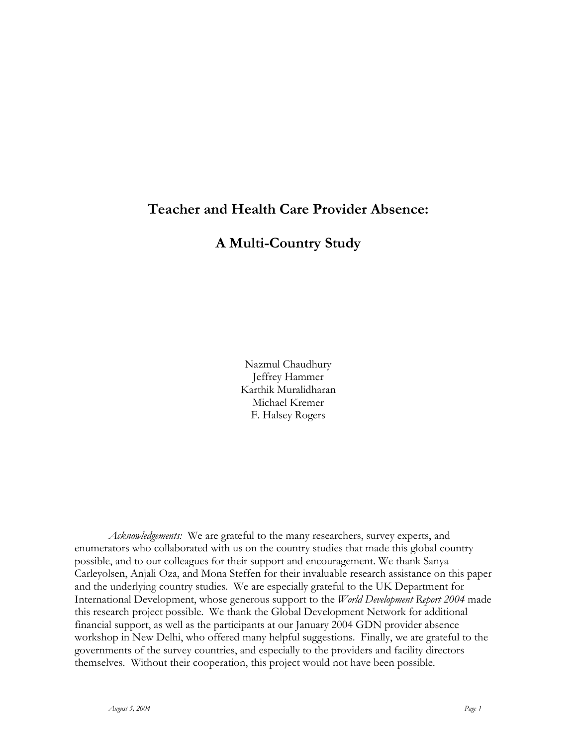# Teacher and Health Care Provider Absence:

# A Multi-Country Study

Nazmul Chaudhury
Jeffrey Hammer
Karthik Muralidharan
Michael Kremer
F. Halsey Rogers

*Acknowledgements:* We are grateful to the many researchers, survey experts, and enumerators who collaborated with us on the country studies that made this global country possible, and to our colleagues for their support and encouragement. We thank Sanya Carleyolsen, Anjali Oza, and Mona Steffen for their invaluable research assistance on this paper and the underlying country studies. We are especially grateful to the UK Department for International Development, whose generous support to the *World Development Report 2004* made this research project possible. We thank the Global Development Network for additional financial support, as well as the participants at our January 2004 GDN provider absence workshop in New Delhi, who offered many helpful suggestions. Finally, we are grateful to the governments of the survey countries, and especially to the providers and facility directors themselves. Without their cooperation, this project would not have been possible.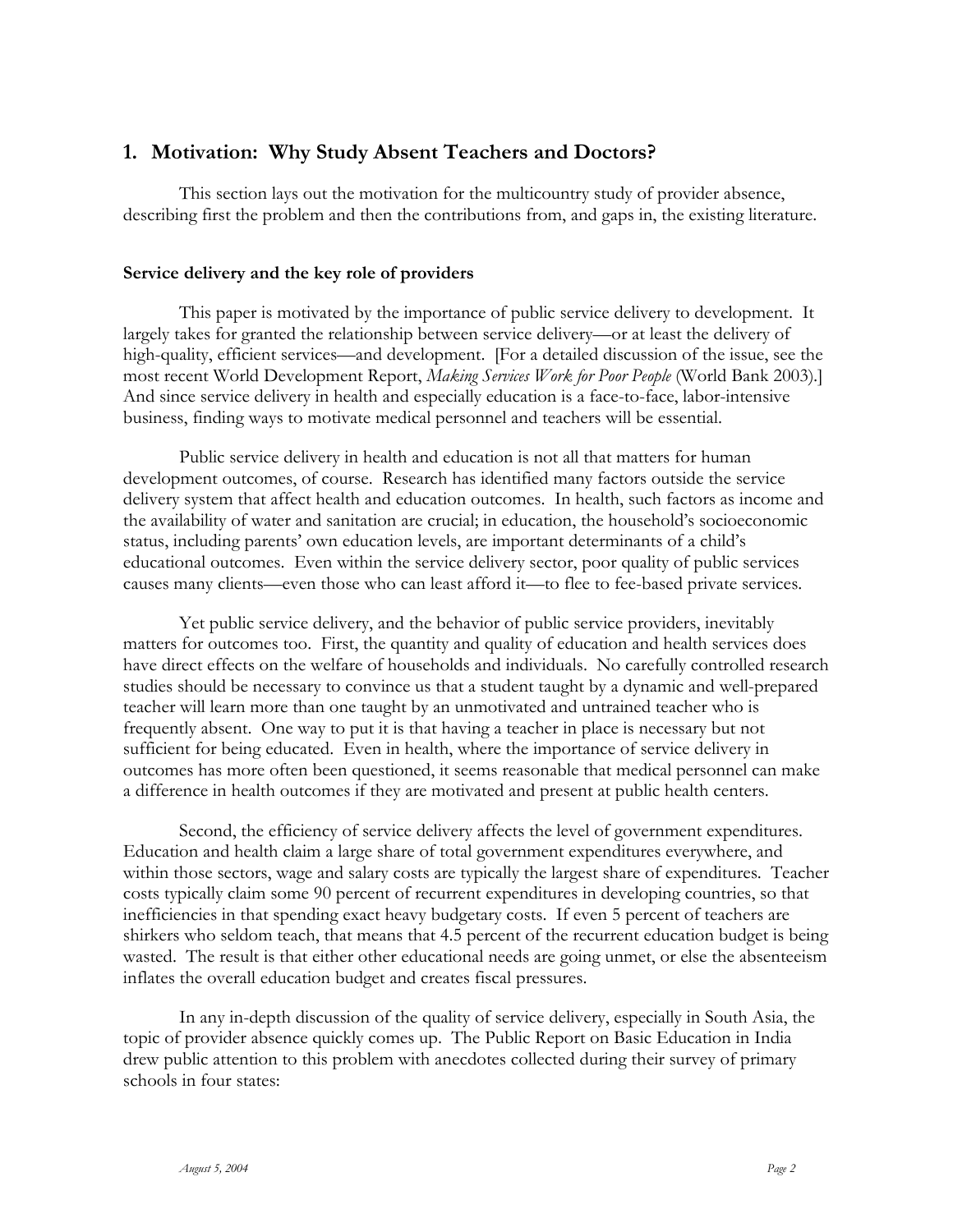## 1. Motivation: Why Study Absent Teachers and Doctors?

This section lays out the motivation for the multicountry study of provider absence, describing first the problem and then the contributions from, and gaps in, the existing literature.

### Service delivery and the key role of providers

This paper is motivated by the importance of public service delivery to development. It largely takes for granted the relationship between service delivery—or at least the delivery of high-quality, efficient services—and development. [For a detailed discussion of the issue, see the most recent World Development Report, *Making Services Work for Poor People* (World Bank 2003).] And since service delivery in health and especially education is a face-to-face, labor-intensive business, finding ways to motivate medical personnel and teachers will be essential.

Public service delivery in health and education is not all that matters for human development outcomes, of course. Research has identified many factors outside the service delivery system that affect health and education outcomes. In health, such factors as income and the availability of water and sanitation are crucial; in education, the household's socioeconomic status, including parents' own education levels, are important determinants of a child's educational outcomes. Even within the service delivery sector, poor quality of public services causes many clients—even those who can least afford it—to flee to fee-based private services.

Yet public service delivery, and the behavior of public service providers, inevitably matters for outcomes too. First, the quantity and quality of education and health services does have direct effects on the welfare of households and individuals. No carefully controlled research studies should be necessary to convince us that a student taught by a dynamic and well-prepared teacher will learn more than one taught by an unmotivated and untrained teacher who is frequently absent. One way to put it is that having a teacher in place is necessary but not sufficient for being educated. Even in health, where the importance of service delivery in outcomes has more often been questioned, it seems reasonable that medical personnel can make a difference in health outcomes if they are motivated and present at public health centers.

Second, the efficiency of service delivery affects the level of government expenditures. Education and health claim a large share of total government expenditures everywhere, and within those sectors, wage and salary costs are typically the largest share of expenditures. Teacher costs typically claim some 90 percent of recurrent expenditures in developing countries, so that inefficiencies in that spending exact heavy budgetary costs. If even 5 percent of teachers are shirkers who seldom teach, that means that 4.5 percent of the recurrent education budget is being wasted. The result is that either other educational needs are going unmet, or else the absenteeism inflates the overall education budget and creates fiscal pressures.

In any in-depth discussion of the quality of service delivery, especially in South Asia, the topic of provider absence quickly comes up. The Public Report on Basic Education in India drew public attention to this problem with anecdotes collected during their survey of primary schools in four states: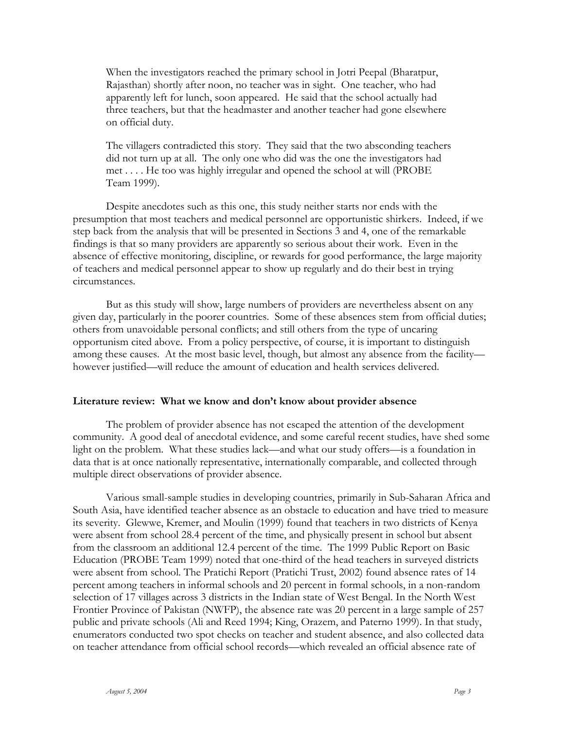> When the investigators reached the primary school in Jotri Peepal (Bharatpur, Rajasthan) shortly after noon, no teacher was in sight. One teacher, who had apparently left for lunch, soon appeared. He said that the school actually had three teachers, but that the headmaster and another teacher had gone elsewhere on official duty.
>
> The villagers contradicted this story. They said that the two absconding teachers did not turn up at all. The only one who did was the one the investigators had met . . . . He too was highly irregular and opened the school at will (PROBE Team 1999).

Despite anecdotes such as this one, this study neither starts nor ends with the presumption that most teachers and medical personnel are opportunistic shirkers. Indeed, if we step back from the analysis that will be presented in Sections 3 and 4, one of the remarkable findings is that so many providers are apparently so serious about their work. Even in the absence of effective monitoring, discipline, or rewards for good performance, the large majority of teachers and medical personnel appear to show up regularly and do their best in trying circumstances.

But as this study will show, large numbers of providers are nevertheless absent on any given day, particularly in the poorer countries. Some of these absences stem from official duties; others from unavoidable personal conflicts; and still others from the type of uncaring opportunism cited above. From a policy perspective, of course, it is important to distinguish among these causes. At the most basic level, though, but almost any absence from the facility—however justified—will reduce the amount of education and health services delivered.

**Literature review: What we know and don't know about provider absence**

The problem of provider absence has not escaped the attention of the development community. A good deal of anecdotal evidence, and some careful recent studies, have shed some light on the problem. What these studies lack—and what our study offers—is a foundation in data that is at once nationally representative, internationally comparable, and collected through multiple direct observations of provider absence.

Various small-sample studies in developing countries, primarily in Sub-Saharan Africa and South Asia, have identified teacher absence as an obstacle to education and have tried to measure its severity. Glewwe, Kremer, and Moulin (1999) found that teachers in two districts of Kenya were absent from school 28.4 percent of the time, and physically present in school but absent from the classroom an additional 12.4 percent of the time. The 1999 Public Report on Basic Education (PROBE Team 1999) noted that one-third of the head teachers in surveyed districts were absent from school. The Pratichi Report (Pratichi Trust, 2002) found absence rates of 14 percent among teachers in informal schools and 20 percent in formal schools, in a non-random selection of 17 villages across 3 districts in the Indian state of West Bengal. In the North West Frontier Province of Pakistan (NWFP), the absence rate was 20 percent in a large sample of 257 public and private schools (Ali and Reed 1994; King, Orazem, and Paterno 1999). In that study, enumerators conducted two spot checks on teacher and student absence, and also collected data on teacher attendance from official school records—which revealed an official absence rate of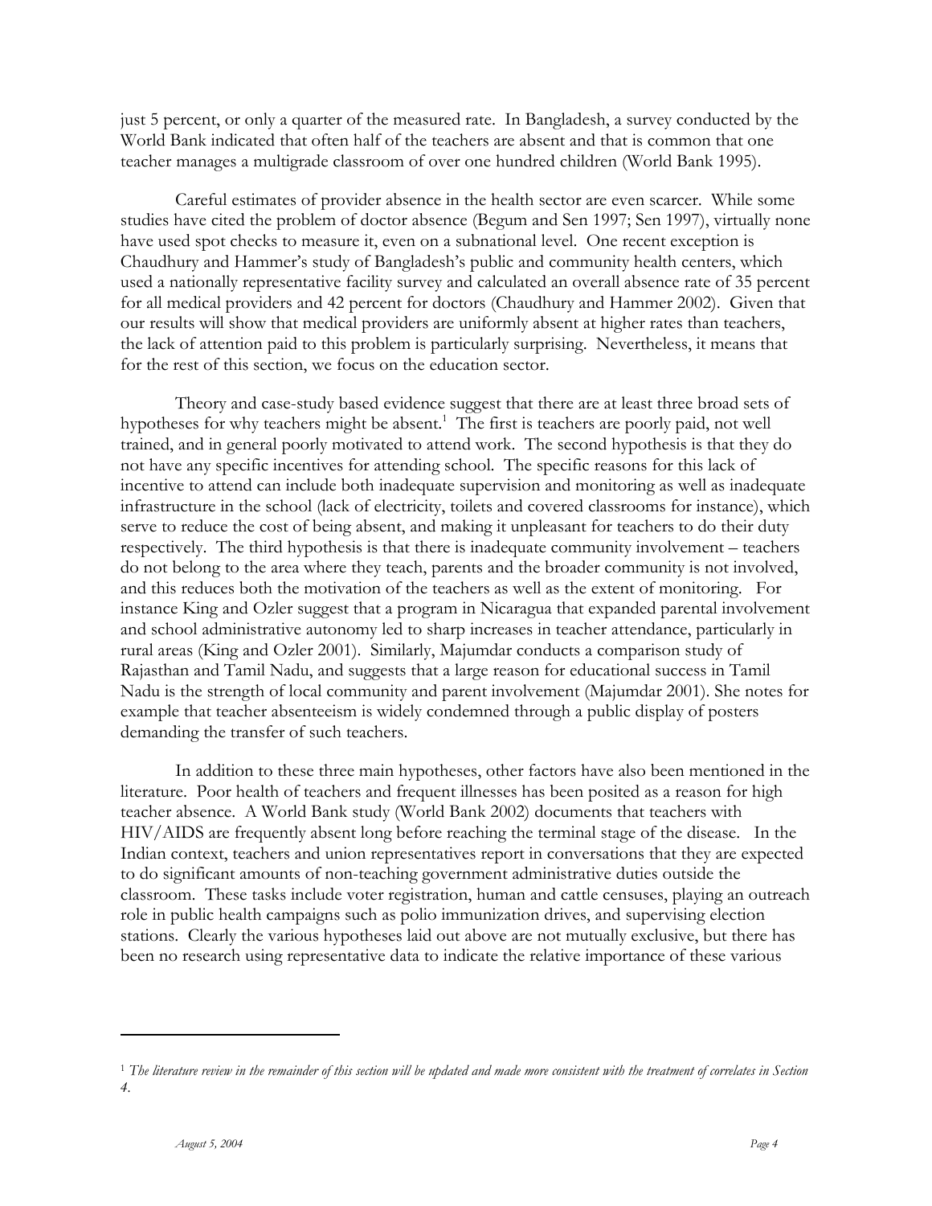just 5 percent, or only a quarter of the measured rate. In Bangladesh, a survey conducted by the World Bank indicated that often half of the teachers are absent and that is common that one teacher manages a multigrade classroom of over one hundred children (World Bank 1995).

Careful estimates of provider absence in the health sector are even scarcer. While some studies have cited the problem of doctor absence (Begum and Sen 1997; Sen 1997), virtually none have used spot checks to measure it, even on a subnational level. One recent exception is Chaudhury and Hammer's study of Bangladesh's public and community health centers, which used a nationally representative facility survey and calculated an overall absence rate of 35 percent for all medical providers and 42 percent for doctors (Chaudhury and Hammer 2002). Given that our results will show that medical providers are uniformly absent at higher rates than teachers, the lack of attention paid to this problem is particularly surprising. Nevertheless, it means that for the rest of this section, we focus on the education sector.

Theory and case-study based evidence suggest that there are at least three broad sets of hypotheses for why teachers might be absent.[1] The first is teachers are poorly paid, not well trained, and in general poorly motivated to attend work. The second hypothesis is that they do not have any specific incentives for attending school. The specific reasons for this lack of incentive to attend can include both inadequate supervision and monitoring as well as inadequate infrastructure in the school (lack of electricity, toilets and covered classrooms for instance), which serve to reduce the cost of being absent, and making it unpleasant for teachers to do their duty respectively. The third hypothesis is that there is inadequate community involvement – teachers do not belong to the area where they teach, parents and the broader community is not involved, and this reduces both the motivation of the teachers as well as the extent of monitoring. For instance King and Ozler suggest that a program in Nicaragua that expanded parental involvement and school administrative autonomy led to sharp increases in teacher attendance, particularly in rural areas (King and Ozler 2001). Similarly, Majumdar conducts a comparison study of Rajasthan and Tamil Nadu, and suggests that a large reason for educational success in Tamil Nadu is the strength of local community and parent involvement (Majumdar 2001). She notes for example that teacher absenteeism is widely condemned through a public display of posters demanding the transfer of such teachers.

In addition to these three main hypotheses, other factors have also been mentioned in the literature. Poor health of teachers and frequent illnesses has been posited as a reason for high teacher absence. A World Bank study (World Bank 2002) documents that teachers with HIV/AIDS are frequently absent long before reaching the terminal stage of the disease. In the Indian context, teachers and union representatives report in conversations that they are expected to do significant amounts of non-teaching government administrative duties outside the classroom. These tasks include voter registration, human and cattle censuses, playing an outreach role in public health campaigns such as polio immunization drives, and supervising election stations. Clearly the various hypotheses laid out above are not mutually exclusive, but there has been no research using representative data to indicate the relative importance of these various

---

[1] *The literature review in the remainder of this section will be updated and made more consistent with the treatment of correlates in Section 4.*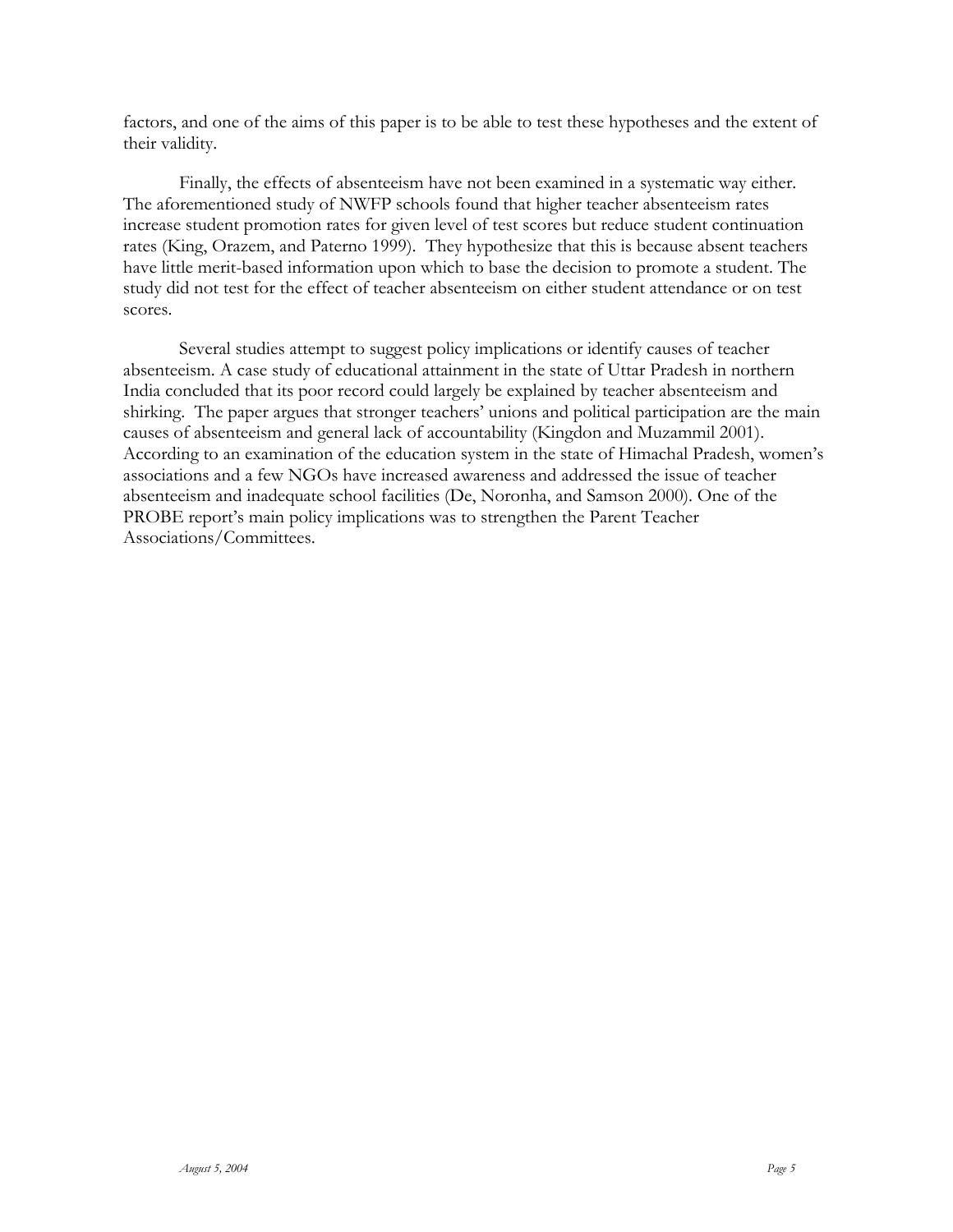factors, and one of the aims of this paper is to be able to test these hypotheses and the extent of their validity.

Finally, the effects of absenteeism have not been examined in a systematic way either. The aforementioned study of NWFP schools found that higher teacher absenteeism rates increase student promotion rates for given level of test scores but reduce student continuation rates (King, Orazem, and Paterno 1999). They hypothesize that this is because absent teachers have little merit-based information upon which to base the decision to promote a student. The study did not test for the effect of teacher absenteeism on either student attendance or on test scores.

Several studies attempt to suggest policy implications or identify causes of teacher absenteeism. A case study of educational attainment in the state of Uttar Pradesh in northern India concluded that its poor record could largely be explained by teacher absenteeism and shirking. The paper argues that stronger teachers' unions and political participation are the main causes of absenteeism and general lack of accountability (Kingdon and Muzammil 2001). According to an examination of the education system in the state of Himachal Pradesh, women's associations and a few NGOs have increased awareness and addressed the issue of teacher absenteeism and inadequate school facilities (De, Noronha, and Samson 2000). One of the PROBE report's main policy implications was to strengthen the Parent Teacher Associations/Committees.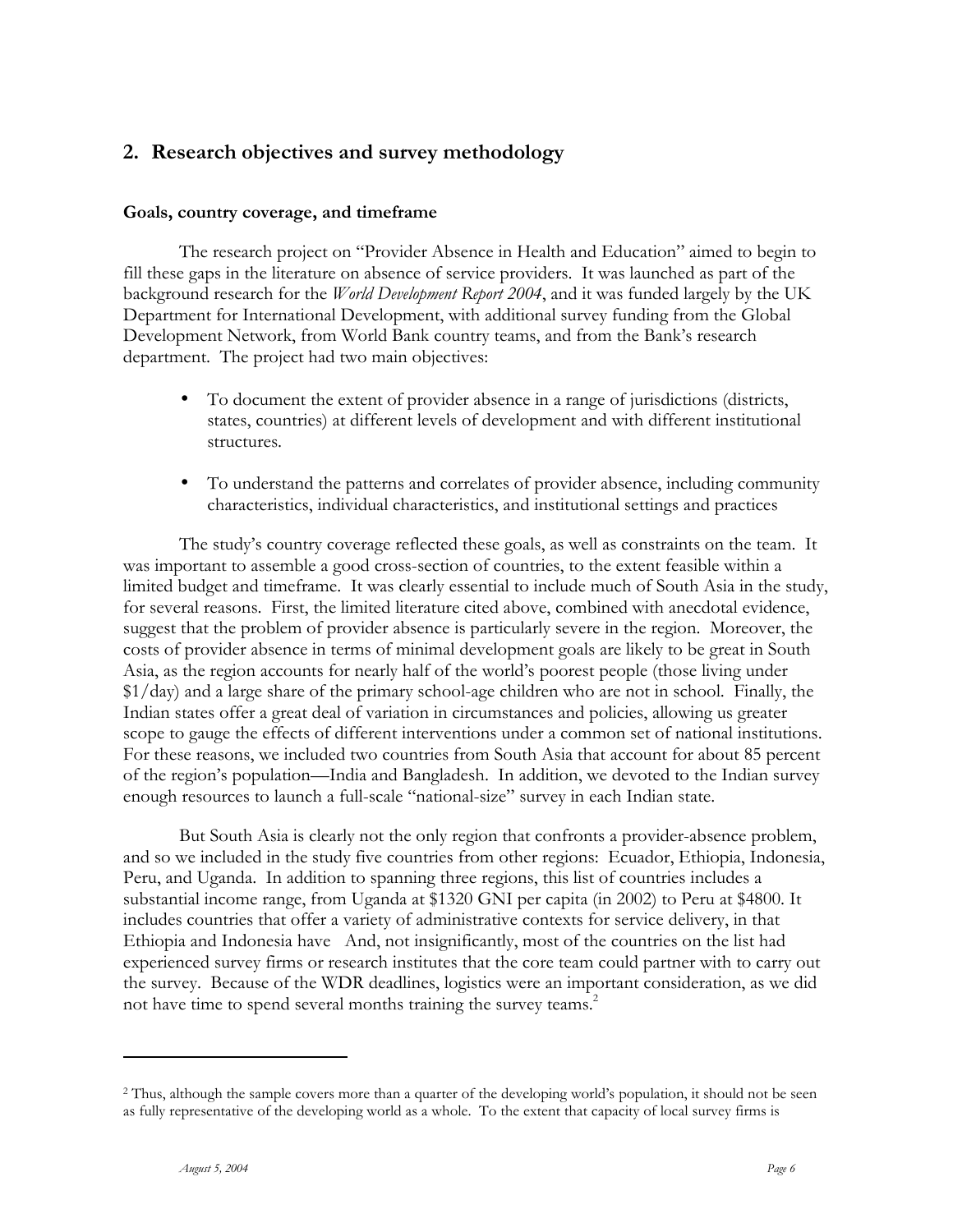## 2. Research objectives and survey methodology

### Goals, country coverage, and timeframe

The research project on "Provider Absence in Health and Education" aimed to begin to fill these gaps in the literature on absence of service providers. It was launched as part of the background research for the *World Development Report 2004*, and it was funded largely by the UK Department for International Development, with additional survey funding from the Global Development Network, from World Bank country teams, and from the Bank's research department. The project had two main objectives:

- To document the extent of provider absence in a range of jurisdictions (districts, states, countries) at different levels of development and with different institutional structures.
- To understand the patterns and correlates of provider absence, including community characteristics, individual characteristics, and institutional settings and practices

The study's country coverage reflected these goals, as well as constraints on the team. It was important to assemble a good cross-section of countries, to the extent feasible within a limited budget and timeframe. It was clearly essential to include much of South Asia in the study, for several reasons. First, the limited literature cited above, combined with anecdotal evidence, suggest that the problem of provider absence is particularly severe in the region. Moreover, the costs of provider absence in terms of minimal development goals are likely to be great in South Asia, as the region accounts for nearly half of the world's poorest people (those living under $1/day) and a large share of the primary school-age children who are not in school. Finally, the Indian states offer a great deal of variation in circumstances and policies, allowing us greater scope to gauge the effects of different interventions under a common set of national institutions. For these reasons, we included two countries from South Asia that account for about 85 percent of the region's population—India and Bangladesh. In addition, we devoted to the Indian survey enough resources to launch a full-scale "national-size" survey in each Indian state.

But South Asia is clearly not the only region that confronts a provider-absence problem, and so we included in the study five countries from other regions: Ecuador, Ethiopia, Indonesia, Peru, and Uganda. In addition to spanning three regions, this list of countries includes a substantial income range, from Uganda at $1320 GNI per capita (in 2002) to Peru at $4800. It includes countries that offer a variety of administrative contexts for service delivery, in that Ethiopia and Indonesia have And, not insignificantly, most of the countries on the list had experienced survey firms or research institutes that the core team could partner with to carry out the survey. Because of the WDR deadlines, logistics were an important consideration, as we did not have time to spend several months training the survey teams.[2]

---

[2] Thus, although the sample covers more than a quarter of the developing world's population, it should not be seen as fully representative of the developing world as a whole. To the extent that capacity of local survey firms is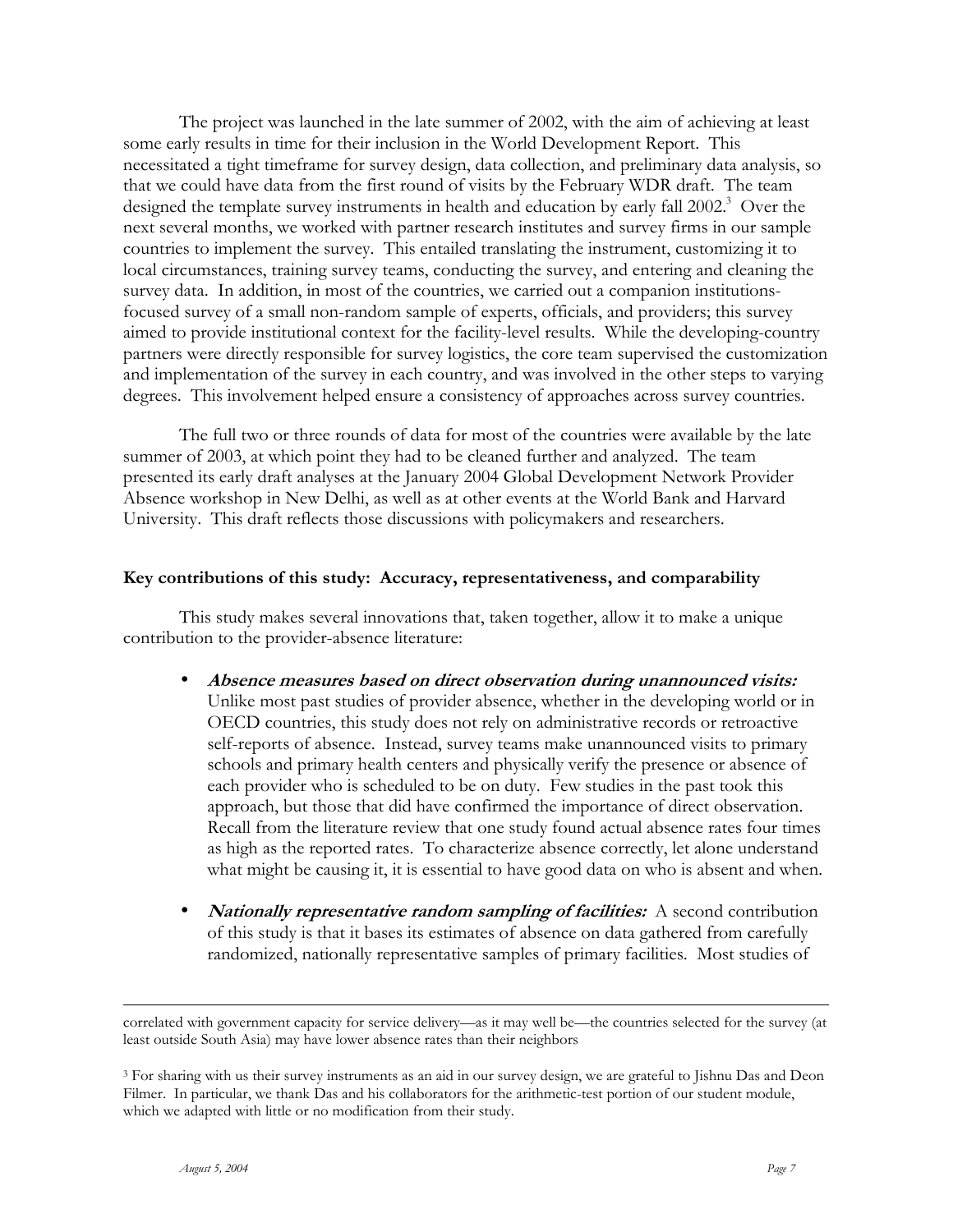The project was launched in the late summer of 2002, with the aim of achieving at least some early results in time for their inclusion in the World Development Report. This necessitated a tight timeframe for survey design, data collection, and preliminary data analysis, so that we could have data from the first round of visits by the February WDR draft. The team designed the template survey instruments in health and education by early fall 2002.[3] Over the next several months, we worked with partner research institutes and survey firms in our sample countries to implement the survey. This entailed translating the instrument, customizing it to local circumstances, training survey teams, conducting the survey, and entering and cleaning the survey data. In addition, in most of the countries, we carried out a companion institutions-focused survey of a small non-random sample of experts, officials, and providers; this survey aimed to provide institutional context for the facility-level results. While the developing-country partners were directly responsible for survey logistics, the core team supervised the customization and implementation of the survey in each country, and was involved in the other steps to varying degrees. This involvement helped ensure a consistency of approaches across survey countries.

The full two or three rounds of data for most of the countries were available by the late summer of 2003, at which point they had to be cleaned further and analyzed. The team presented its early draft analyses at the January 2004 Global Development Network Provider Absence workshop in New Delhi, as well as at other events at the World Bank and Harvard University. This draft reflects those discussions with policymakers and researchers.

**Key contributions of this study: Accuracy, representativeness, and comparability**

This study makes several innovations that, taken together, allow it to make a unique contribution to the provider-absence literature:

- ***Absence measures based on direct observation during unannounced visits:*** Unlike most past studies of provider absence, whether in the developing world or in OECD countries, this study does not rely on administrative records or retroactive self-reports of absence. Instead, survey teams make unannounced visits to primary schools and primary health centers and physically verify the presence or absence of each provider who is scheduled to be on duty. Few studies in the past took this approach, but those that did have confirmed the importance of direct observation. Recall from the literature review that one study found actual absence rates four times as high as the reported rates. To characterize absence correctly, let alone understand what might be causing it, it is essential to have good data on who is absent and when.

- ***Nationally representative random sampling of facilities:*** A second contribution of this study is that it bases its estimates of absence on data gathered from carefully randomized, nationally representative samples of primary facilities. Most studies of

---

correlated with government capacity for service delivery—as it may well be—the countries selected for the survey (at least outside South Asia) may have lower absence rates than their neighbors

[3] For sharing with us their survey instruments as an aid in our survey design, we are grateful to Jishnu Das and Deon Filmer. In particular, we thank Das and his collaborators for the arithmetic-test portion of our student module, which we adapted with little or no modification from their study.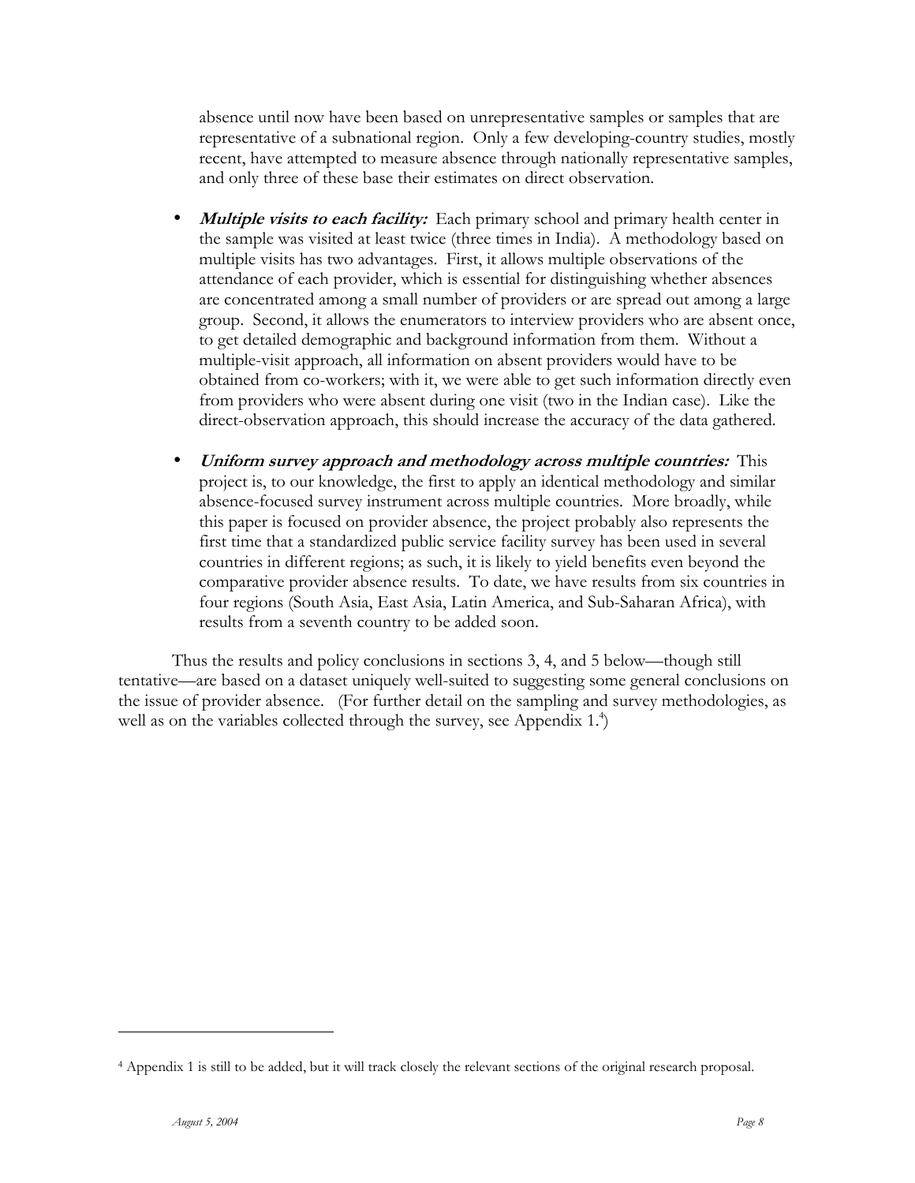absence until now have been based on unrepresentative samples or samples that are representative of a subnational region. Only a few developing-country studies, mostly recent, have attempted to measure absence through nationally representative samples, and only three of these base their estimates on direct observation.

- ***Multiple visits to each facility:*** Each primary school and primary health center in the sample was visited at least twice (three times in India). A methodology based on multiple visits has two advantages. First, it allows multiple observations of the attendance of each provider, which is essential for distinguishing whether absences are concentrated among a small number of providers or are spread out among a large group. Second, it allows the enumerators to interview providers who are absent once, to get detailed demographic and background information from them. Without a multiple-visit approach, all information on absent providers would have to be obtained from co-workers; with it, we were able to get such information directly even from providers who were absent during one visit (two in the Indian case). Like the direct-observation approach, this should increase the accuracy of the data gathered.

- ***Uniform survey approach and methodology across multiple countries:*** This project is, to our knowledge, the first to apply an identical methodology and similar absence-focused survey instrument across multiple countries. More broadly, while this paper is focused on provider absence, the project probably also represents the first time that a standardized public service facility survey has been used in several countries in different regions; as such, it is likely to yield benefits even beyond the comparative provider absence results. To date, we have results from six countries in four regions (South Asia, East Asia, Latin America, and Sub-Saharan Africa), with results from a seventh country to be added soon.

Thus the results and policy conclusions in sections 3, 4, and 5 below—though still tentative—are based on a dataset uniquely well-suited to suggesting some general conclusions on the issue of provider absence. (For further detail on the sampling and survey methodologies, as well as on the variables collected through the survey, see Appendix 1.[4])

[4] Appendix 1 is still to be added, but it will track closely the relevant sections of the original research proposal.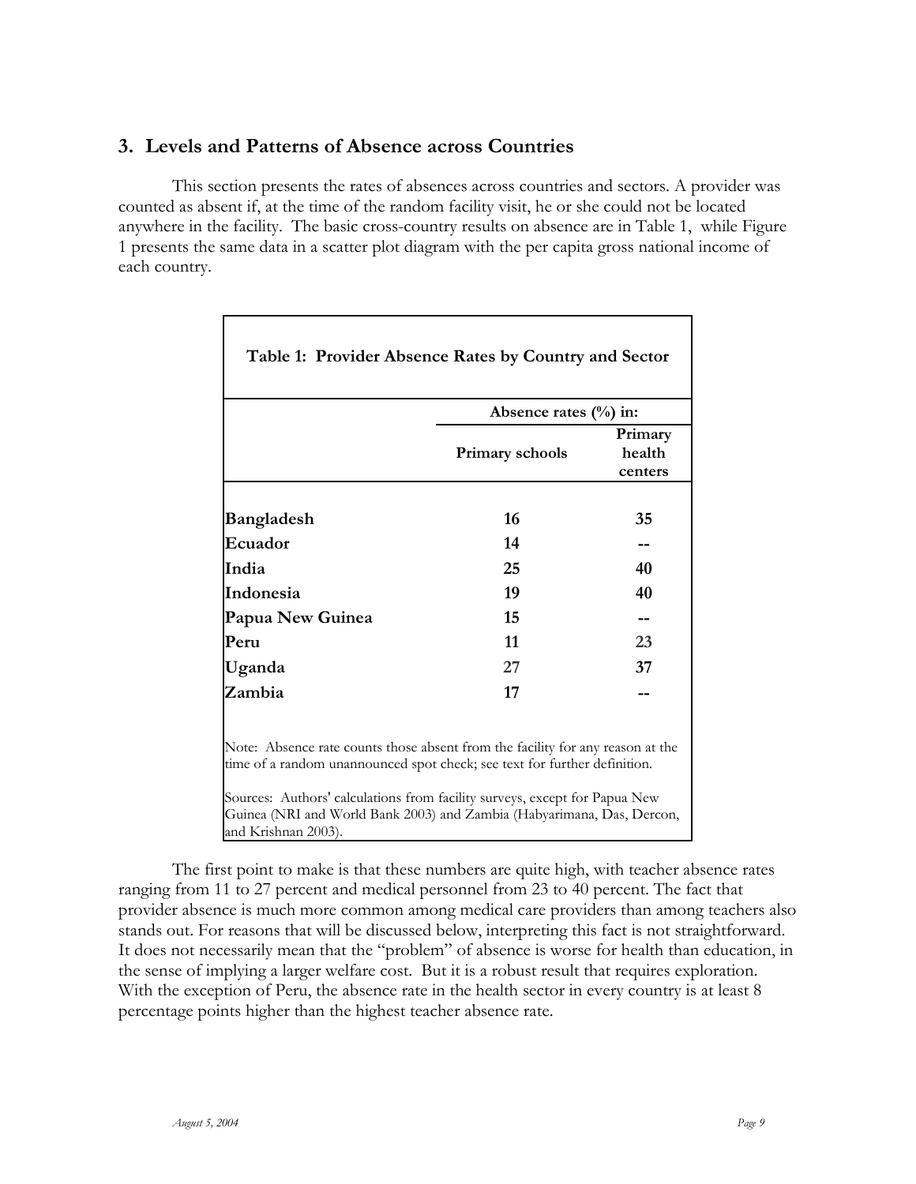## 3. Levels and Patterns of Absence across Countries

This section presents the rates of absences across countries and sectors. A provider was counted as absent if, at the time of the random facility visit, he or she could not be located anywhere in the facility. The basic cross-country results on absence are in Table 1, while Figure 1 presents the same data in a scatter plot diagram with the per capita gross national income of each country.

**Table 1: Provider Absence Rates by Country and Sector**

| | Absence rates (%) in: | |
|---|---|---|
| | **Primary schools** | **Primary health centers** |
| **Bangladesh** | **16** | **35** |
| **Ecuador** | **14** | **--** |
| **India** | **25** | **40** |
| **Indonesia** | **19** | **40** |
| **Papua New Guinea** | **15** | **--** |
| **Peru** | **11** | 23 |
| **Uganda** | 27 | **37** |
| **Zambia** | **17** | **--** |

Note: Absence rate counts those absent from the facility for any reason at the time of a random unannounced spot check; see text for further definition.

Sources: Authors' calculations from facility surveys, except for Papua New Guinea (NRI and World Bank 2003) and Zambia (Habyarimana, Das, Dercon, and Krishnan 2003).

The first point to make is that these numbers are quite high, with teacher absence rates ranging from 11 to 27 percent and medical personnel from 23 to 40 percent. The fact that provider absence is much more common among medical care providers than among teachers also stands out. For reasons that will be discussed below, interpreting this fact is not straightforward. It does not necessarily mean that the "problem" of absence is worse for health than education, in the sense of implying a larger welfare cost. But it is a robust result that requires exploration. With the exception of Peru, the absence rate in the health sector in every country is at least 8 percentage points higher than the highest teacher absence rate.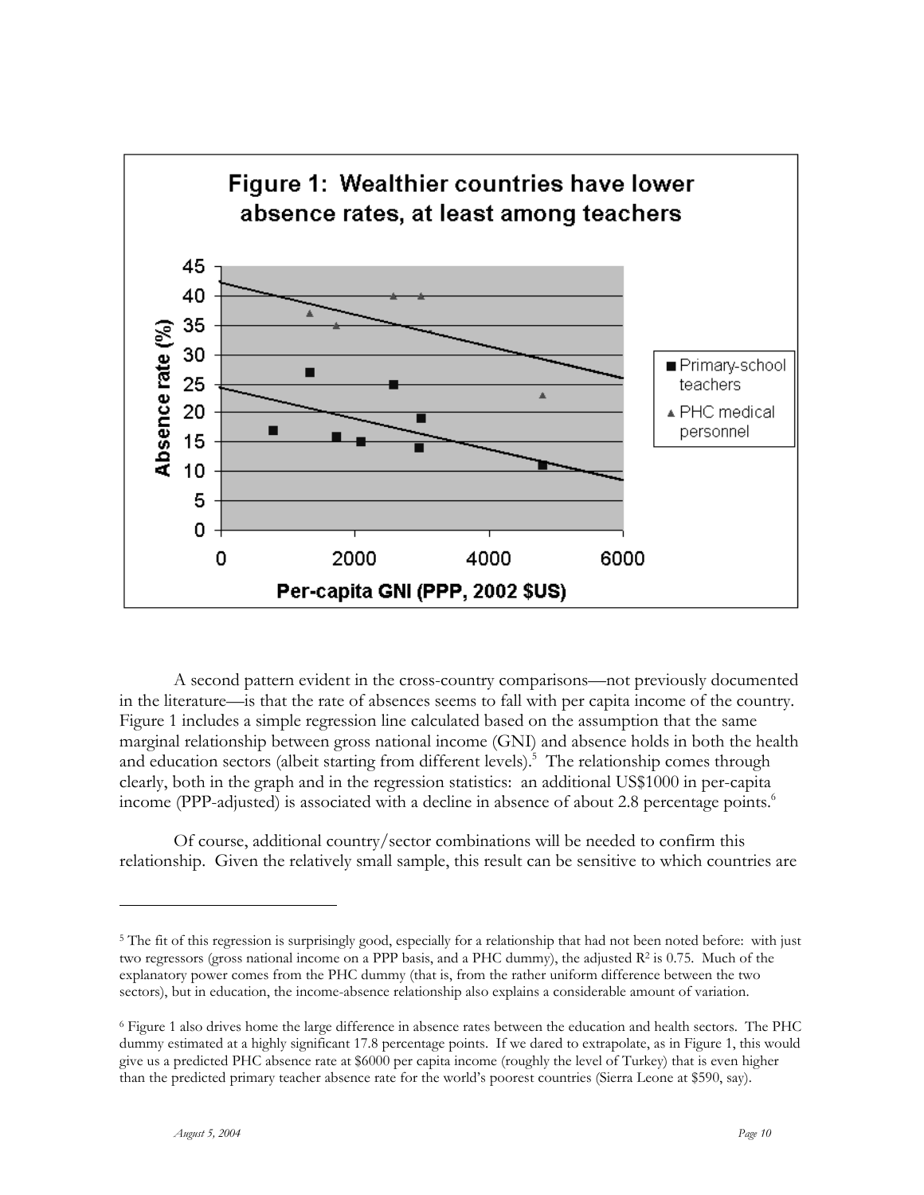**Figure 1: Wealthier countries have lower absence rates, at least among teachers**

A second pattern evident in the cross-country comparisons—not previously documented in the literature—is that the rate of absences seems to fall with per capita income of the country. Figure 1 includes a simple regression line calculated based on the assumption that the same marginal relationship between gross national income (GNI) and absence holds in both the health and education sectors (albeit starting from different levels).[5] The relationship comes through clearly, both in the graph and in the regression statistics: an additional US$1000 in per-capita income (PPP-adjusted) is associated with a decline in absence of about 2.8 percentage points.[6]

Of course, additional country/sector combinations will be needed to confirm this relationship. Given the relatively small sample, this result can be sensitive to which countries are

---

[5] The fit of this regression is surprisingly good, especially for a relationship that had not been noted before: with just two regressors (gross national income on a PPP basis, and a PHC dummy), the adjusted $R^2$ is 0.75. Much of the explanatory power comes from the PHC dummy (that is, from the rather uniform difference between the two sectors), but in education, the income-absence relationship also explains a considerable amount of variation.

[6] Figure 1 also drives home the large difference in absence rates between the education and health sectors. The PHC dummy estimated at a highly significant 17.8 percentage points. If we dared to extrapolate, as in Figure 1, this would give us a predicted PHC absence rate at $6000 per capita income (roughly the level of Turkey) that is even higher than the predicted primary teacher absence rate for the world's poorest countries (Sierra Leone at $590, say).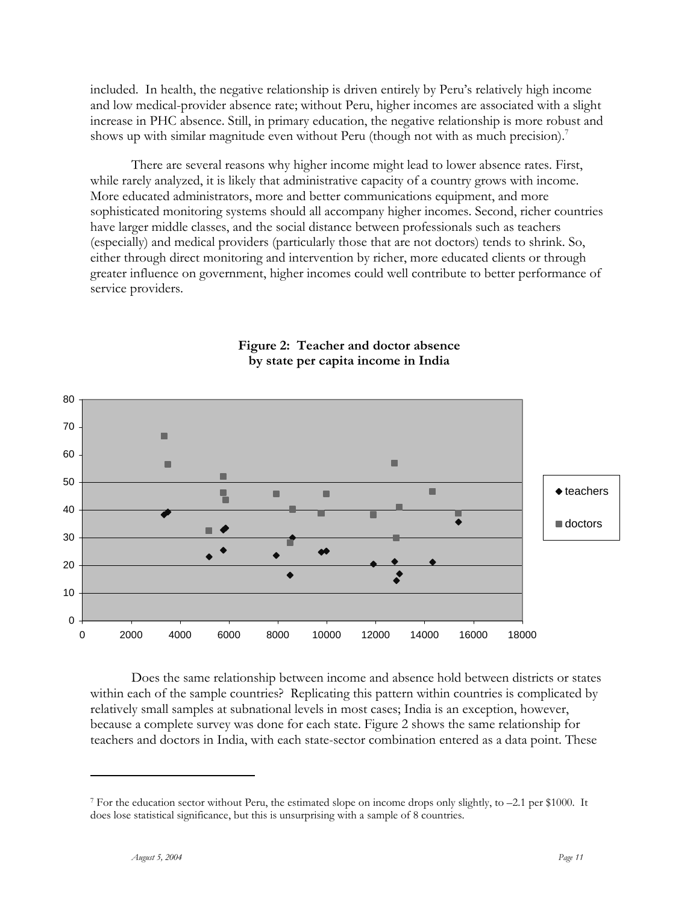included. In health, the negative relationship is driven entirely by Peru's relatively high income and low medical-provider absence rate; without Peru, higher incomes are associated with a slight increase in PHC absence. Still, in primary education, the negative relationship is more robust and shows up with similar magnitude even without Peru (though not with as much precision).[7]

There are several reasons why higher income might lead to lower absence rates. First, while rarely analyzed, it is likely that administrative capacity of a country grows with income. More educated administrators, more and better communications equipment, and more sophisticated monitoring systems should all accompany higher incomes. Second, richer countries have larger middle classes, and the social distance between professionals such as teachers (especially) and medical providers (particularly those that are not doctors) tends to shrink. So, either through direct monitoring and intervention by richer, more educated clients or through greater influence on government, higher incomes could well contribute to better performance of service providers.

**Figure 2: Teacher and doctor absence by state per capita income in India**

Does the same relationship between income and absence hold between districts or states within each of the sample countries? Replicating this pattern within countries is complicated by relatively small samples at subnational levels in most cases; India is an exception, however, because a complete survey was done for each state. Figure 2 shows the same relationship for teachers and doctors in India, with each state-sector combination entered as a data point. These

---

[7] For the education sector without Peru, the estimated slope on income drops only slightly, to –2.1 per $1000. It does lose statistical significance, but this is unsurprising with a sample of 8 countries.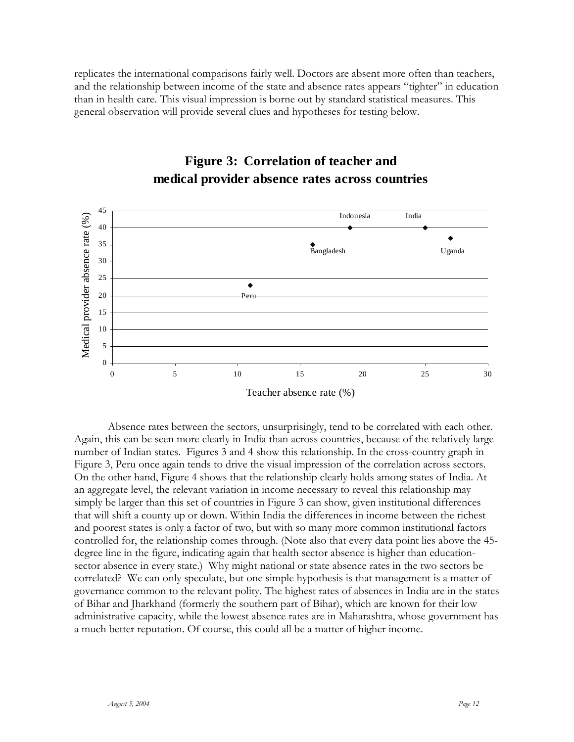replicates the international comparisons fairly well. Doctors are absent more often than teachers, and the relationship between income of the state and absence rates appears "tighter" in education than in health care. This visual impression is borne out by standard statistical measures. This general observation will provide several clues and hypotheses for testing below.

**Figure 3: Correlation of teacher and medical provider absence rates across countries**

Absence rates between the sectors, unsurprisingly, tend to be correlated with each other. Again, this can be seen more clearly in India than across countries, because of the relatively large number of Indian states. Figures 3 and 4 show this relationship. In the cross-country graph in Figure 3, Peru once again tends to drive the visual impression of the correlation across sectors. On the other hand, Figure 4 shows that the relationship clearly holds among states of India. At an aggregate level, the relevant variation in income necessary to reveal this relationship may simply be larger than this set of countries in Figure 3 can show, given institutional differences that will shift a county up or down. Within India the differences in income between the richest and poorest states is only a factor of two, but with so many more common institutional factors controlled for, the relationship comes through. (Note also that every data point lies above the 45-degree line in the figure, indicating again that health sector absence is higher than education-sector absence in every state.) Why might national or state absence rates in the two sectors be correlated? We can only speculate, but one simple hypothesis is that management is a matter of governance common to the relevant polity. The highest rates of absences in India are in the states of Bihar and Jharkhand (formerly the southern part of Bihar), which are known for their low administrative capacity, while the lowest absence rates are in Maharashtra, whose government has a much better reputation. Of course, this could all be a matter of higher income.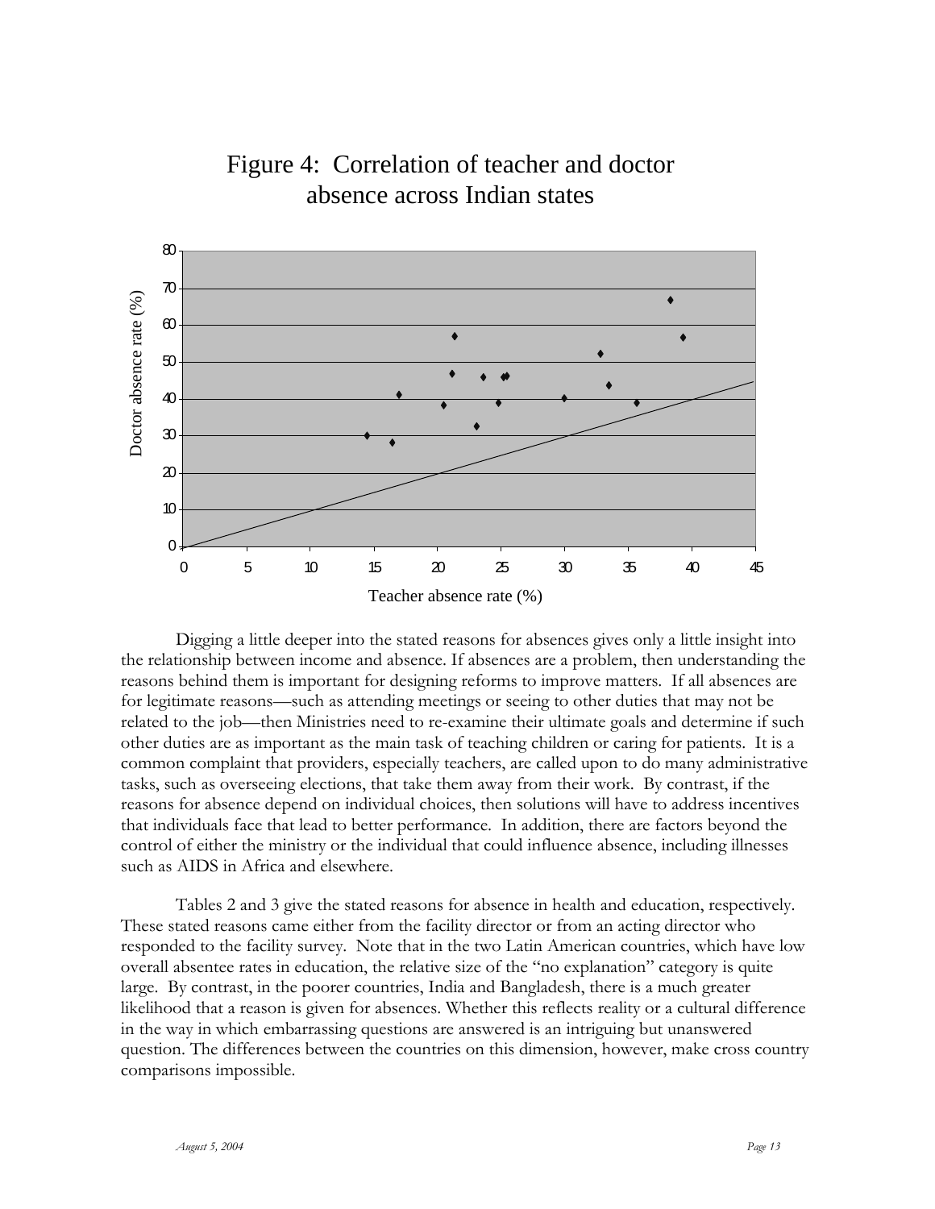Figure 4: Correlation of teacher and doctor absence across Indian states

Digging a little deeper into the stated reasons for absences gives only a little insight into the relationship between income and absence. If absences are a problem, then understanding the reasons behind them is important for designing reforms to improve matters. If all absences are for legitimate reasons—such as attending meetings or seeing to other duties that may not be related to the job—then Ministries need to re-examine their ultimate goals and determine if such other duties are as important as the main task of teaching children or caring for patients. It is a common complaint that providers, especially teachers, are called upon to do many administrative tasks, such as overseeing elections, that take them away from their work. By contrast, if the reasons for absence depend on individual choices, then solutions will have to address incentives that individuals face that lead to better performance. In addition, there are factors beyond the control of either the ministry or the individual that could influence absence, including illnesses such as AIDS in Africa and elsewhere.

Tables 2 and 3 give the stated reasons for absence in health and education, respectively. These stated reasons came either from the facility director or from an acting director who responded to the facility survey. Note that in the two Latin American countries, which have low overall absentee rates in education, the relative size of the "no explanation" category is quite large. By contrast, in the poorer countries, India and Bangladesh, there is a much greater likelihood that a reason is given for absences. Whether this reflects reality or a cultural difference in the way in which embarrassing questions are answered is an intriguing but unanswered question. The differences between the countries on this dimension, however, make cross country comparisons impossible.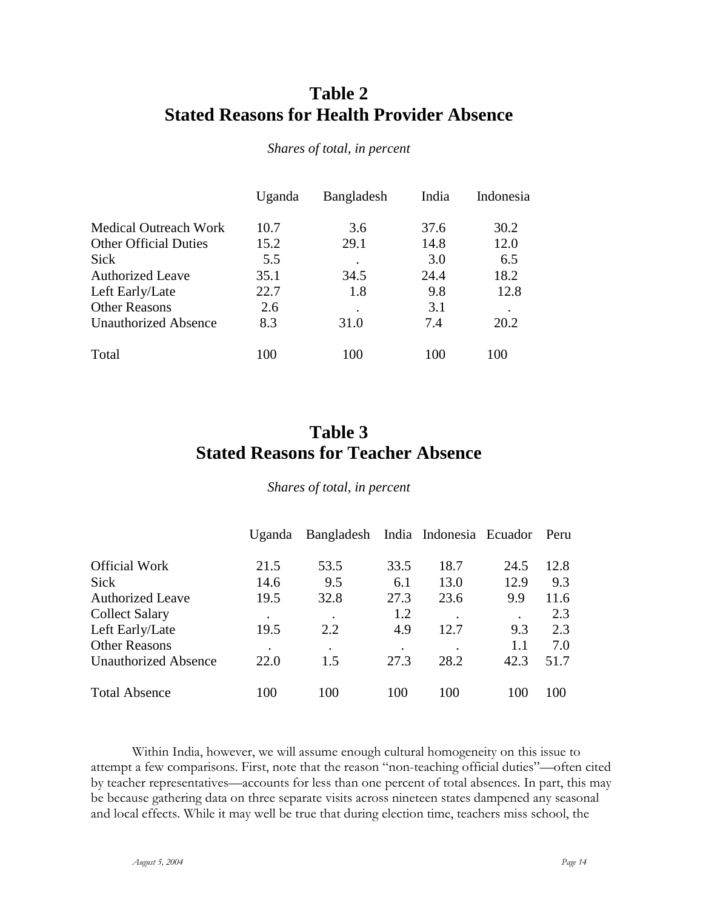## Table 2
## Stated Reasons for Health Provider Absence

*Shares of total, in percent*

| | Uganda | Bangladesh | India | Indonesia |
|---|---|---|---|---|
| Medical Outreach Work | 10.7 | 3.6 | 37.6 | 30.2 |
| Other Official Duties | 15.2 | 29.1 | 14.8 | 12.0 |
| Sick | 5.5 | . | 3.0 | 6.5 |
| Authorized Leave | 35.1 | 34.5 | 24.4 | 18.2 |
| Left Early/Late | 22.7 | 1.8 | 9.8 | 12.8 |
| Other Reasons | 2.6 | . | 3.1 | . |
| Unauthorized Absence | 8.3 | 31.0 | 7.4 | 20.2 |
| Total | 100 | 100 | 100 | 100 |

## Table 3
## Stated Reasons for Teacher Absence

*Shares of total, in percent*

| | Uganda | Bangladesh | India | Indonesia | Ecuador | Peru |
|---|---|---|---|---|---|---|
| Official Work | 21.5 | 53.5 | 33.5 | 18.7 | 24.5 | 12.8 |
| Sick | 14.6 | 9.5 | 6.1 | 13.0 | 12.9 | 9.3 |
| Authorized Leave | 19.5 | 32.8 | 27.3 | 23.6 | 9.9 | 11.6 |
| Collect Salary | . | . | 1.2 | . | . | 2.3 |
| Left Early/Late | 19.5 | 2.2 | 4.9 | 12.7 | 9.3 | 2.3 |
| Other Reasons | . | . | . | . | 1.1 | 7.0 |
| Unauthorized Absence | 22.0 | 1.5 | 27.3 | 28.2 | 42.3 | 51.7 |
| Total Absence | 100 | 100 | 100 | 100 | 100 | 100 |

Within India, however, we will assume enough cultural homogeneity on this issue to attempt a few comparisons. First, note that the reason "non-teaching official duties"—often cited by teacher representatives—accounts for less than one percent of total absences. In part, this may be because gathering data on three separate visits across nineteen states dampened any seasonal and local effects. While it may well be true that during election time, teachers miss school, the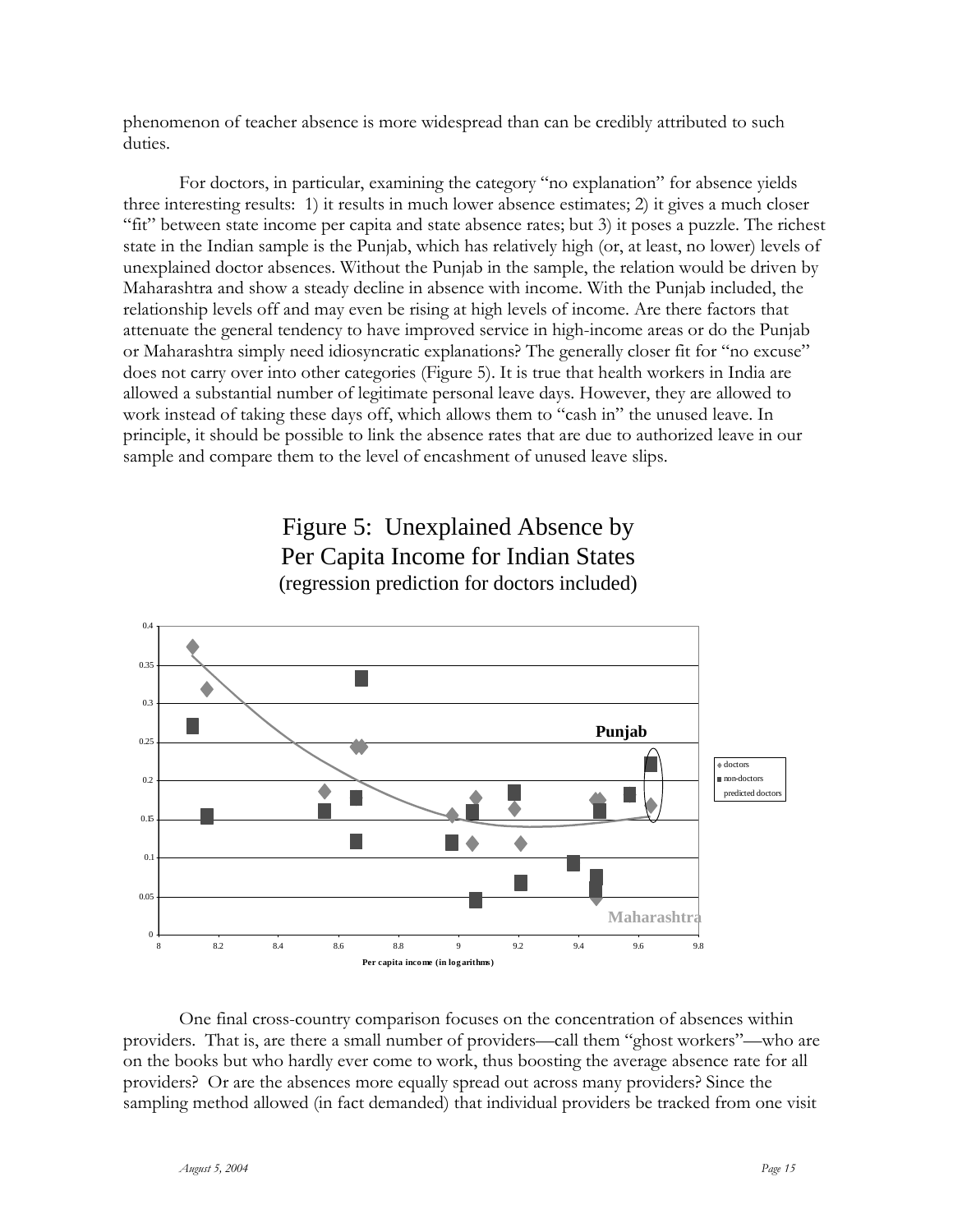phenomenon of teacher absence is more widespread than can be credibly attributed to such duties.

For doctors, in particular, examining the category "no explanation" for absence yields three interesting results: 1) it results in much lower absence estimates; 2) it gives a much closer "fit" between state income per capita and state absence rates; but 3) it poses a puzzle. The richest state in the Indian sample is the Punjab, which has relatively high (or, at least, no lower) levels of unexplained doctor absences. Without the Punjab in the sample, the relation would be driven by Maharashtra and show a steady decline in absence with income. With the Punjab included, the relationship levels off and may even be rising at high levels of income. Are there factors that attenuate the general tendency to have improved service in high-income areas or do the Punjab or Maharashtra simply need idiosyncratic explanations? The generally closer fit for "no excuse" does not carry over into other categories (Figure 5). It is true that health workers in India are allowed a substantial number of legitimate personal leave days. However, they are allowed to work instead of taking these days off, which allows them to "cash in" the unused leave. In principle, it should be possible to link the absence rates that are due to authorized leave in our sample and compare them to the level of encashment of unused leave slips.

Figure 5: Unexplained Absence by Per Capita Income for Indian States
(regression prediction for doctors included)

One final cross-country comparison focuses on the concentration of absences within providers. That is, are there a small number of providers—call them "ghost workers"—who are on the books but who hardly ever come to work, thus boosting the average absence rate for all providers? Or are the absences more equally spread out across many providers? Since the sampling method allowed (in fact demanded) that individual providers be tracked from one visit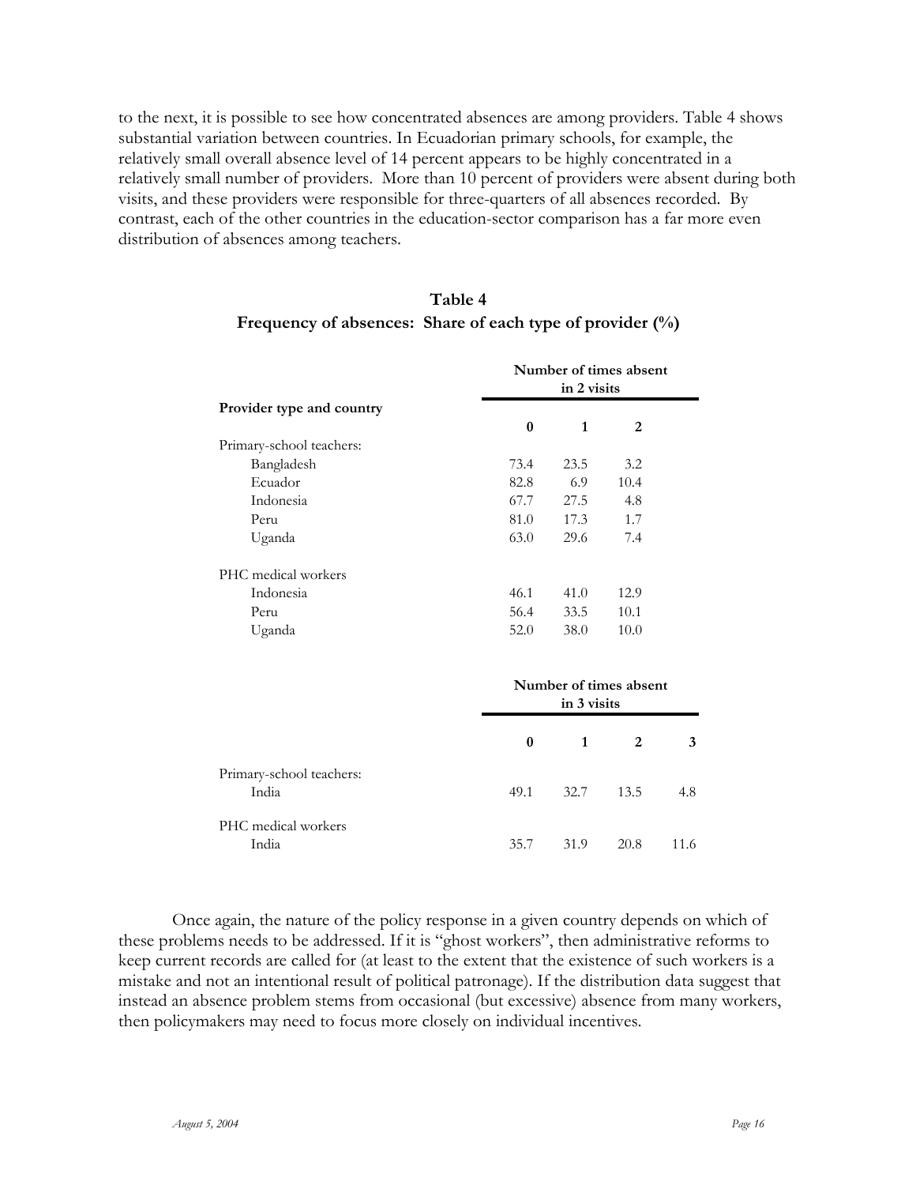to the next, it is possible to see how concentrated absences are among providers. Table 4 shows substantial variation between countries. In Ecuadorian primary schools, for example, the relatively small overall absence level of 14 percent appears to be highly concentrated in a relatively small number of providers. More than 10 percent of providers were absent during both visits, and these providers were responsible for three-quarters of all absences recorded. By contrast, each of the other countries in the education-sector comparison has a far more even distribution of absences among teachers.

**Table 4**
**Frequency of absences: Share of each type of provider (%)**

| Provider type and country | Number of times absent in 2 visits | | |
|---|---|---|---|
| | **0** | **1** | **2** |
| Primary-school teachers: | | | |
| Bangladesh | 73.4 | 23.5 | 3.2 |
| Ecuador | 82.8 | 6.9 | 10.4 |
| Indonesia | 67.7 | 27.5 | 4.8 |
| Peru | 81.0 | 17.3 | 1.7 |
| Uganda | 63.0 | 29.6 | 7.4 |
| PHC medical workers | | | |
| Indonesia | 46.1 | 41.0 | 12.9 |
| Peru | 56.4 | 33.5 | 10.1 |
| Uganda | 52.0 | 38.0 | 10.0 |

| | Number of times absent in 3 visits | | | |
|---|---|---|---|---|
| | **0** | **1** | **2** | **3** |
| Primary-school teachers: | | | | |
| India | 49.1 | 32.7 | 13.5 | 4.8 |
| PHC medical workers | | | | |
| India | 35.7 | 31.9 | 20.8 | 11.6 |

Once again, the nature of the policy response in a given country depends on which of these problems needs to be addressed. If it is "ghost workers", then administrative reforms to keep current records are called for (at least to the extent that the existence of such workers is a mistake and not an intentional result of political patronage). If the distribution data suggest that instead an absence problem stems from occasional (but excessive) absence from many workers, then policymakers may need to focus more closely on individual incentives.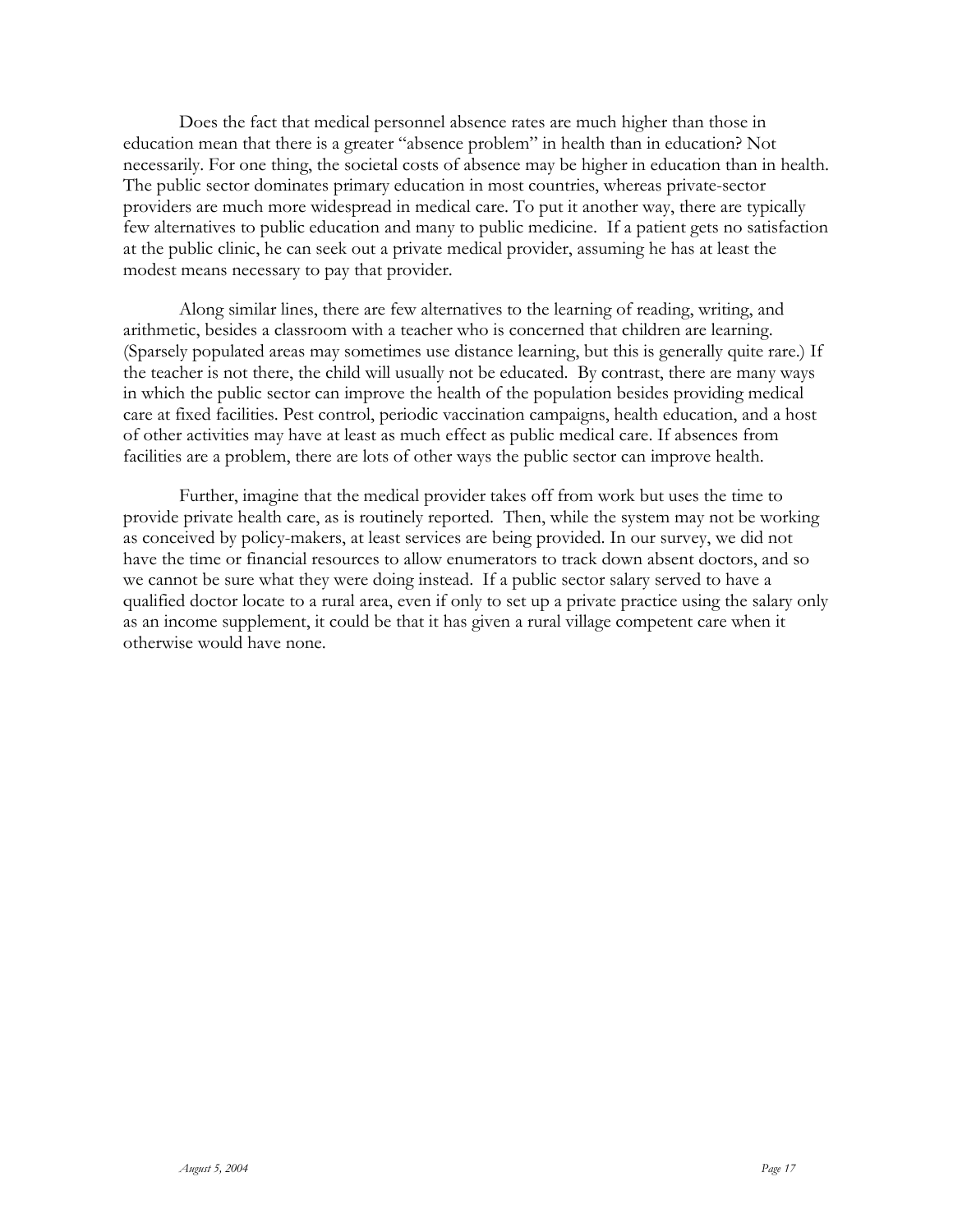Does the fact that medical personnel absence rates are much higher than those in education mean that there is a greater "absence problem" in health than in education? Not necessarily. For one thing, the societal costs of absence may be higher in education than in health. The public sector dominates primary education in most countries, whereas private-sector providers are much more widespread in medical care. To put it another way, there are typically few alternatives to public education and many to public medicine. If a patient gets no satisfaction at the public clinic, he can seek out a private medical provider, assuming he has at least the modest means necessary to pay that provider.

Along similar lines, there are few alternatives to the learning of reading, writing, and arithmetic, besides a classroom with a teacher who is concerned that children are learning. (Sparsely populated areas may sometimes use distance learning, but this is generally quite rare.) If the teacher is not there, the child will usually not be educated. By contrast, there are many ways in which the public sector can improve the health of the population besides providing medical care at fixed facilities. Pest control, periodic vaccination campaigns, health education, and a host of other activities may have at least as much effect as public medical care. If absences from facilities are a problem, there are lots of other ways the public sector can improve health.

Further, imagine that the medical provider takes off from work but uses the time to provide private health care, as is routinely reported. Then, while the system may not be working as conceived by policy-makers, at least services are being provided. In our survey, we did not have the time or financial resources to allow enumerators to track down absent doctors, and so we cannot be sure what they were doing instead. If a public sector salary served to have a qualified doctor locate to a rural area, even if only to set up a private practice using the salary only as an income supplement, it could be that it has given a rural village competent care when it otherwise would have none.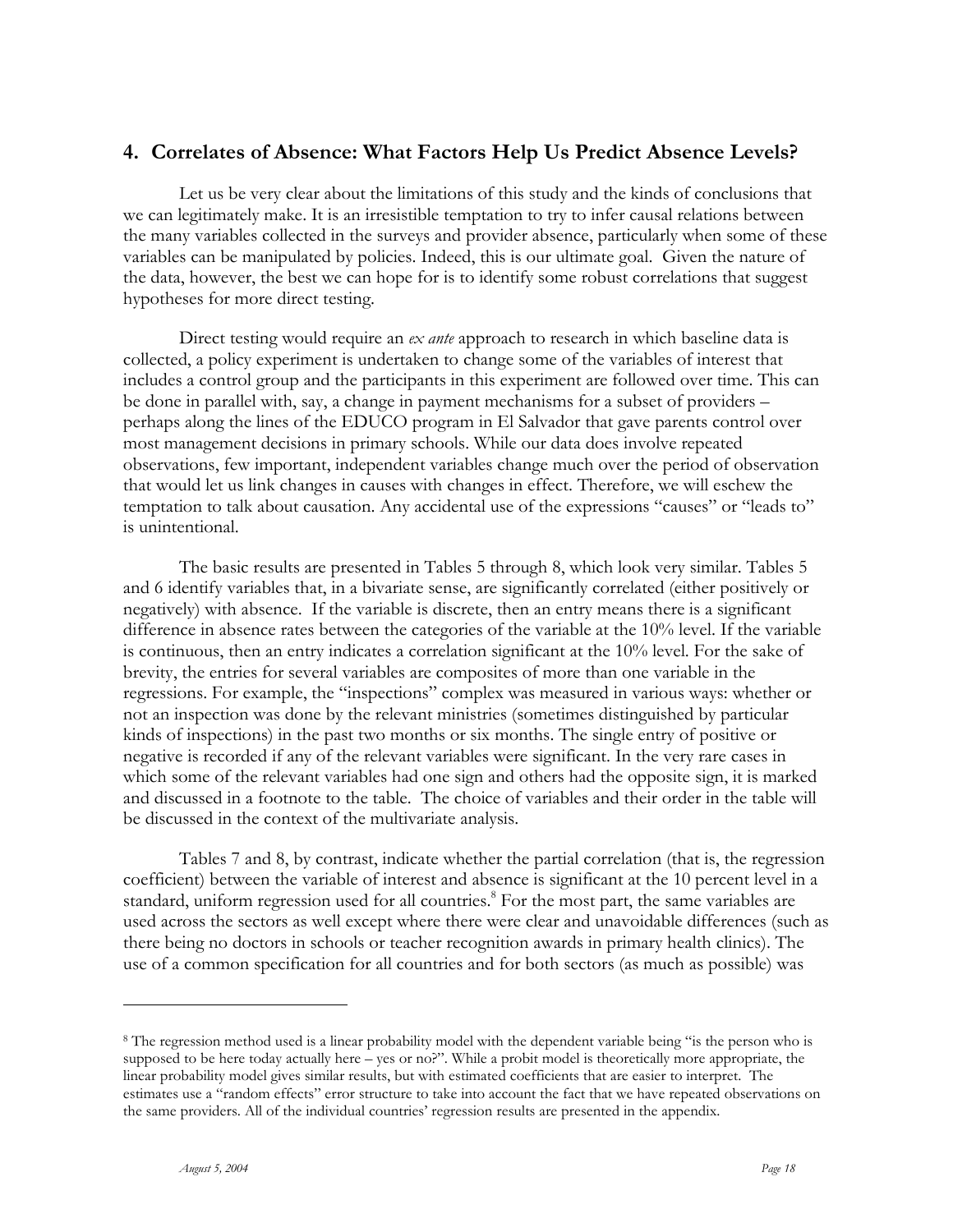## 4. Correlates of Absence: What Factors Help Us Predict Absence Levels?

Let us be very clear about the limitations of this study and the kinds of conclusions that we can legitimately make. It is an irresistible temptation to try to infer causal relations between the many variables collected in the surveys and provider absence, particularly when some of these variables can be manipulated by policies. Indeed, this is our ultimate goal. Given the nature of the data, however, the best we can hope for is to identify some robust correlations that suggest hypotheses for more direct testing.

Direct testing would require an *ex ante* approach to research in which baseline data is collected, a policy experiment is undertaken to change some of the variables of interest that includes a control group and the participants in this experiment are followed over time. This can be done in parallel with, say, a change in payment mechanisms for a subset of providers – perhaps along the lines of the EDUCO program in El Salvador that gave parents control over most management decisions in primary schools. While our data does involve repeated observations, few important, independent variables change much over the period of observation that would let us link changes in causes with changes in effect. Therefore, we will eschew the temptation to talk about causation. Any accidental use of the expressions "causes" or "leads to" is unintentional.

The basic results are presented in Tables 5 through 8, which look very similar. Tables 5 and 6 identify variables that, in a bivariate sense, are significantly correlated (either positively or negatively) with absence. If the variable is discrete, then an entry means there is a significant difference in absence rates between the categories of the variable at the 10% level. If the variable is continuous, then an entry indicates a correlation significant at the 10% level. For the sake of brevity, the entries for several variables are composites of more than one variable in the regressions. For example, the "inspections" complex was measured in various ways: whether or not an inspection was done by the relevant ministries (sometimes distinguished by particular kinds of inspections) in the past two months or six months. The single entry of positive or negative is recorded if any of the relevant variables were significant. In the very rare cases in which some of the relevant variables had one sign and others had the opposite sign, it is marked and discussed in a footnote to the table. The choice of variables and their order in the table will be discussed in the context of the multivariate analysis.

Tables 7 and 8, by contrast, indicate whether the partial correlation (that is, the regression coefficient) between the variable of interest and absence is significant at the 10 percent level in a standard, uniform regression used for all countries.[8] For the most part, the same variables are used across the sectors as well except where there were clear and unavoidable differences (such as there being no doctors in schools or teacher recognition awards in primary health clinics). The use of a common specification for all countries and for both sectors (as much as possible) was

---

[8] The regression method used is a linear probability model with the dependent variable being "is the person who is supposed to be here today actually here – yes or no?". While a probit model is theoretically more appropriate, the linear probability model gives similar results, but with estimated coefficients that are easier to interpret. The estimates use a "random effects" error structure to take into account the fact that we have repeated observations on the same providers. All of the individual countries' regression results are presented in the appendix.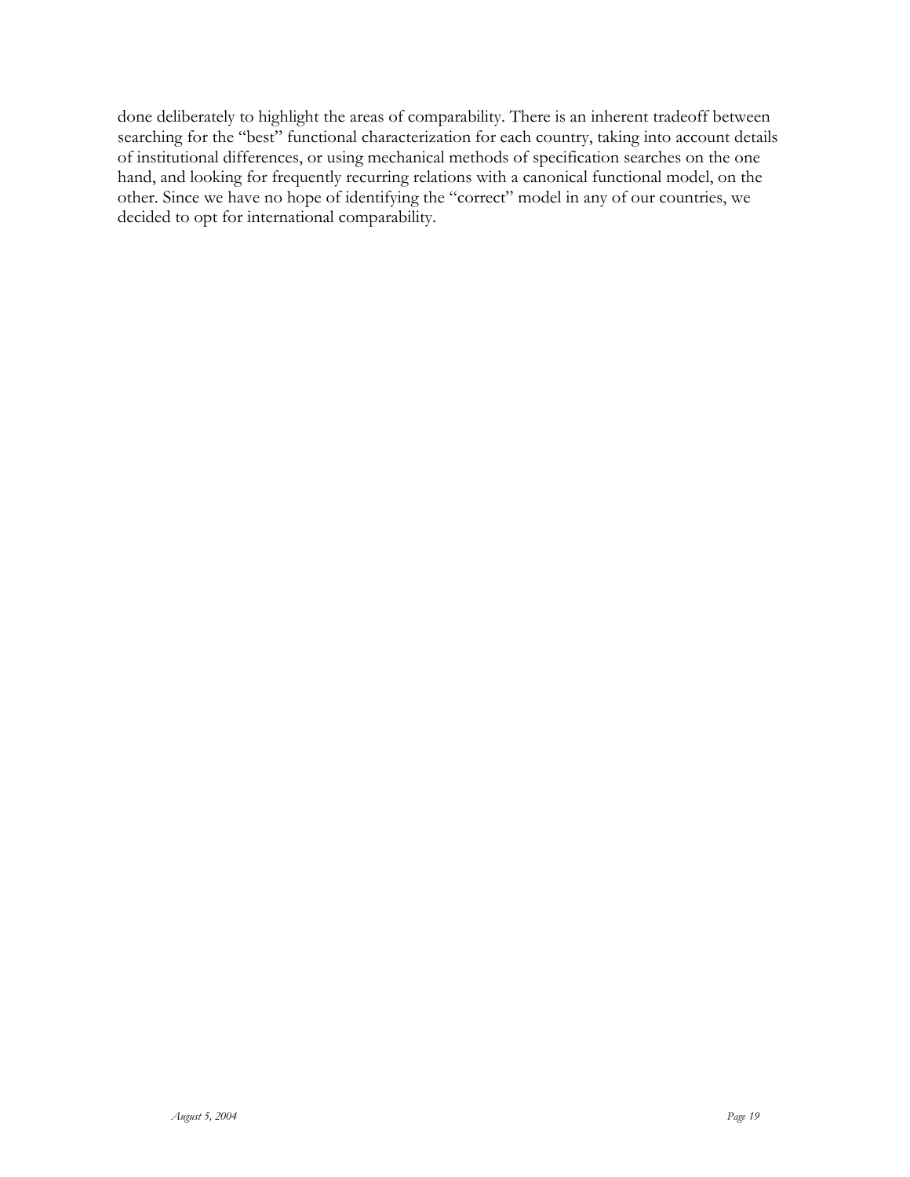done deliberately to highlight the areas of comparability. There is an inherent tradeoff between searching for the "best" functional characterization for each country, taking into account details of institutional differences, or using mechanical methods of specification searches on the one hand, and looking for frequently recurring relations with a canonical functional model, on the other. Since we have no hope of identifying the "correct" model in any of our countries, we decided to opt for international comparability.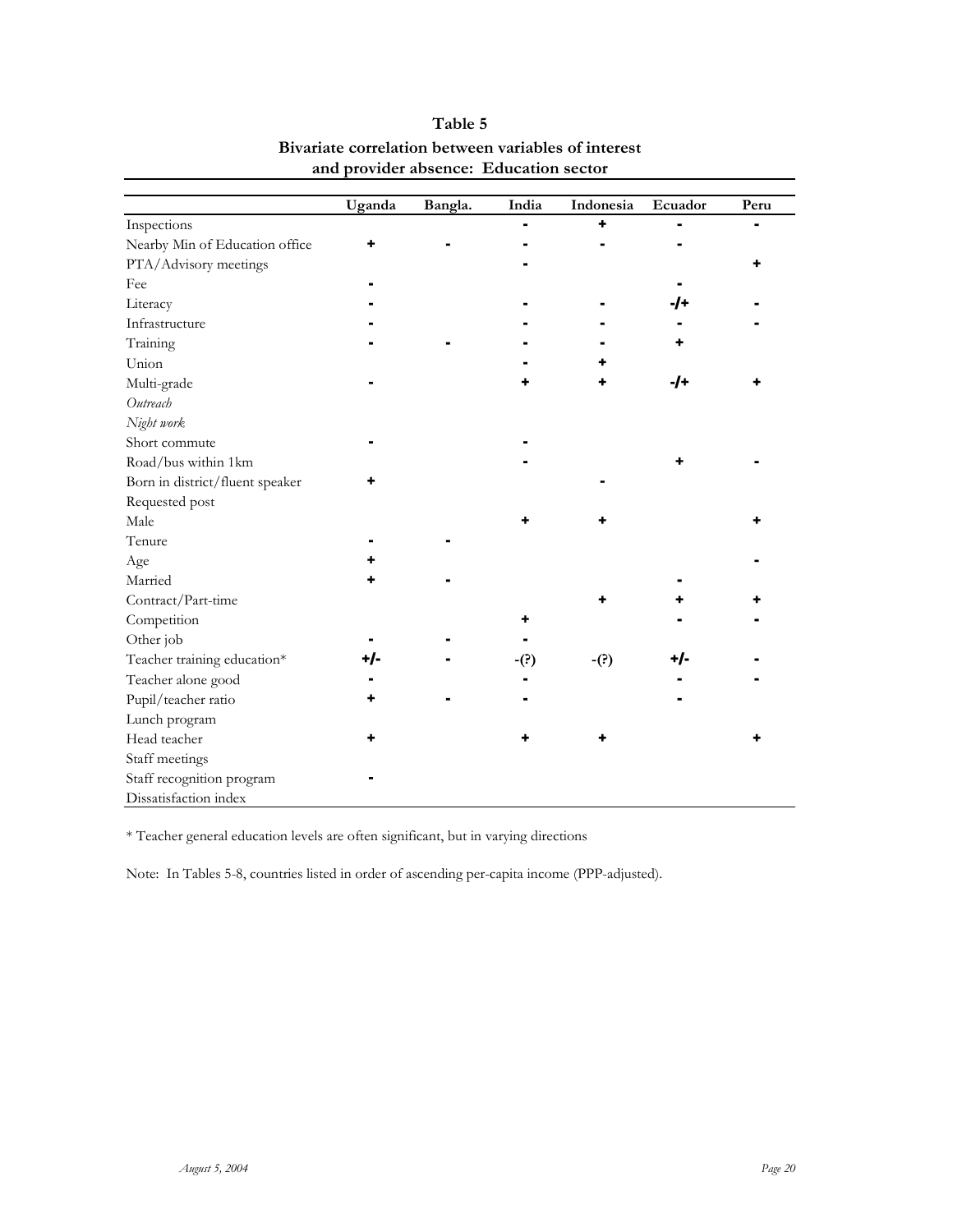**Table 5**

**Bivariate correlation between variables of interest and provider absence: Education sector**

| | Uganda | Bangla. | India | Indonesia | Ecuador | Peru |
|---|---|---|---|---|---|---|
| Inspections | | | - | + | - | - |
| Nearby Min of Education office | + | - | - | - | - | |
| PTA/Advisory meetings | | | - | | | + |
| Fee | - | | | | - | |
| Literacy | - | | - | - | -/+ | - |
| Infrastructure | - | | - | - | - | - |
| Training | - | - | - | - | + | |
| Union | | | - | + | | |
| Multi-grade | - | | + | + | -/+ | + |
| *Outreach* | | | | | | |
| *Night work* | | | | | | |
| Short commute | - | | - | | | |
| Road/bus within 1km | | | - | | + | - |
| Born in district/fluent speaker | + | | | - | | |
| Requested post | | | | | | |
| Male | | | + | + | | + |
| Tenure | - | - | | | | |
| Age | + | | | | | - |
| Married | + | - | | | - | |
| Contract/Part-time | | | | + | + | + |
| Competition | | | + | | - | - |
| Other job | - | - | - | | | |
| Teacher training education* | +/- | - | -(?) | -(?) | +/- | - |
| Teacher alone good | - | | - | | - | - |
| Pupil/teacher ratio | + | - | - | | - | |
| Lunch program | | | | | | |
| Head teacher | + | | + | + | | + |
| Staff meetings | | | | | | |
| Staff recognition program | - | | | | | |
| Dissatisfaction index | | | | | | |

* Teacher general education levels are often significant, but in varying directions

Note: In Tables 5-8, countries listed in order of ascending per-capita income (PPP-adjusted).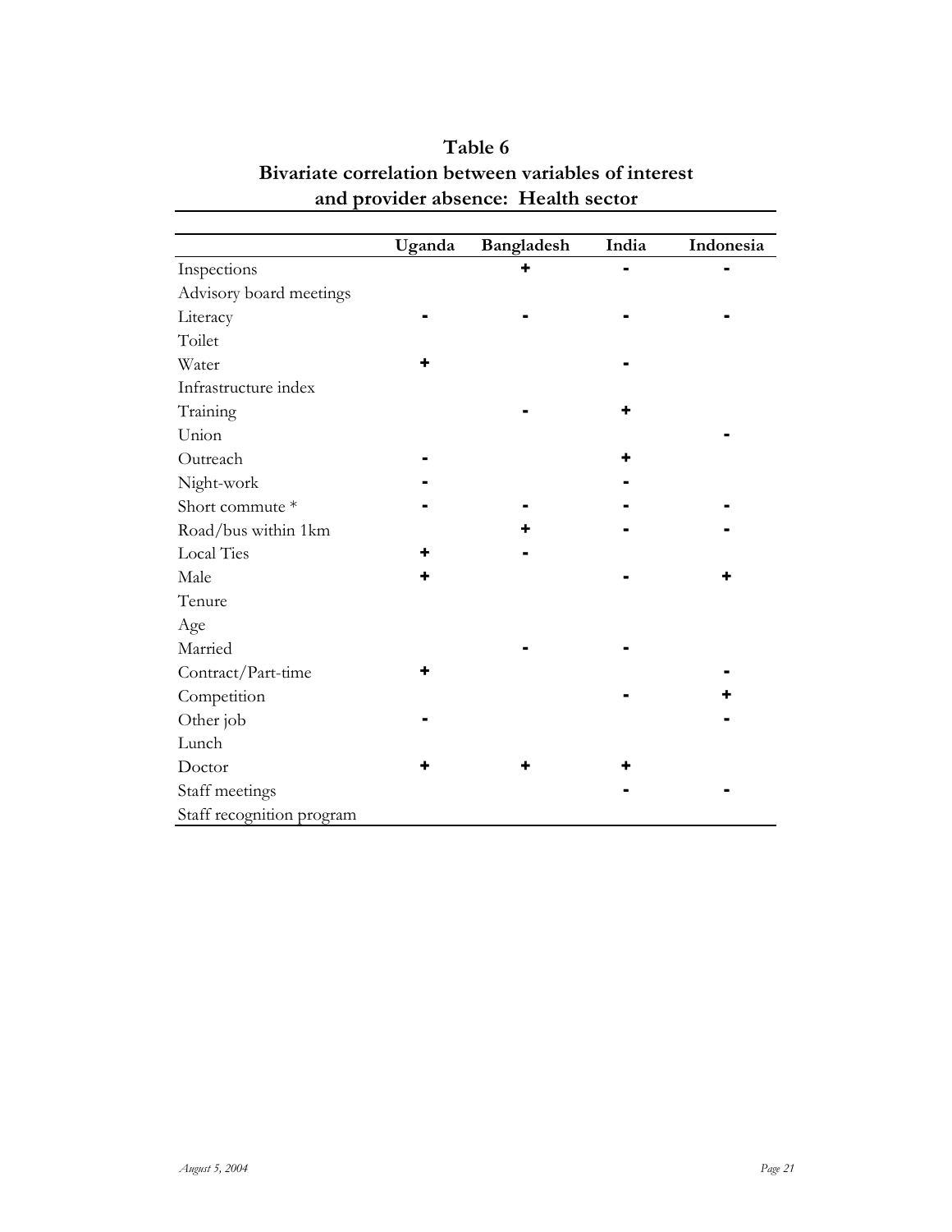**Table 6**
**Bivariate correlation between variables of interest and provider absence: Health sector**

| | Uganda | Bangladesh | India | Indonesia |
|---|---|---|---|---|
| Inspections | | + | - | - |
| Advisory board meetings | | | | |
| Literacy | - | - | - | - |
| Toilet | | | | |
| Water | + | | - | |
| Infrastructure index | | | | |
| Training | | - | + | |
| Union | | | | - |
| Outreach | - | | + | |
| Night-work | - | | - | |
| Short commute * | - | - | - | - |
| Road/bus within 1km | | + | - | - |
| Local Ties | + | - | | |
| Male | + | | - | + |
| Tenure | | | | |
| Age | | | | |
| Married | | - | - | |
| Contract/Part-time | + | | | - |
| Competition | | | - | + |
| Other job | - | | | - |
| Lunch | | | | |
| Doctor | + | + | + | |
| Staff meetings | | | - | - |
| Staff recognition program | | | | |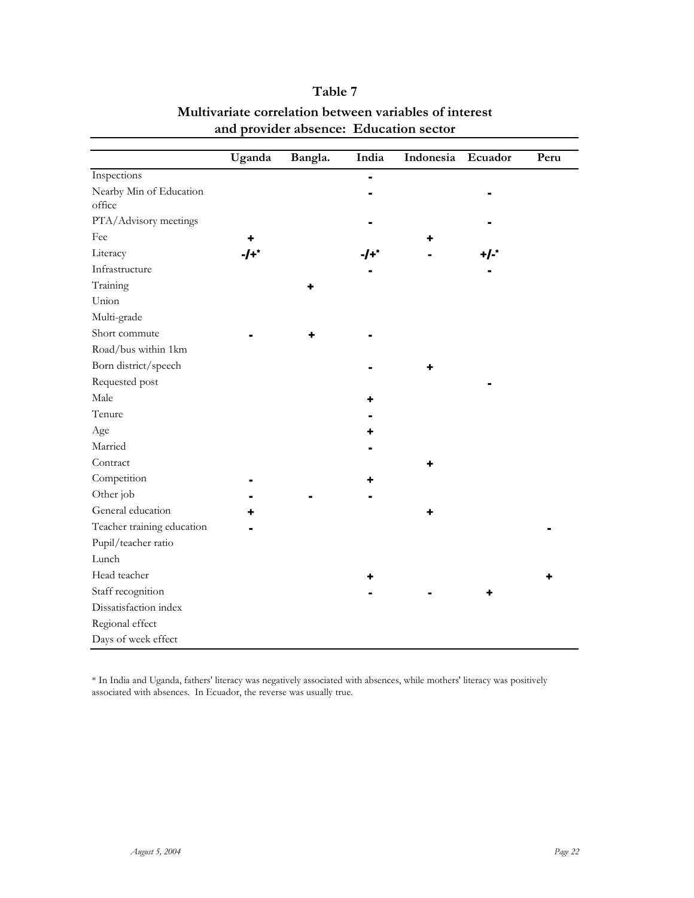# Table 7

## Multivariate correlation between variables of interest and provider absence: Education sector

| | Uganda | Bangla. | India | Indonesia | Ecuador | Peru |
|---|---|---|---|---|---|---|
| Inspections | | | - | | | |
| Nearby Min of Education office | | | - | | - | |
| PTA/Advisory meetings | | | - | | - | |
| Fee | + | | | + | | |
| Literacy | -/+* | | -/+* | - | +/-* | |
| Infrastructure | | | - | | - | |
| Training | | + | | | | |
| Union | | | | | | |
| Multi-grade | | | | | | |
| Short commute | - | + | - | | | |
| Road/bus within 1km | | | | | | |
| Born district/speech | | | - | + | | |
| Requested post | | | | | - | |
| Male | | | + | | | |
| Tenure | | | - | | | |
| Age | | | + | | | |
| Married | | | - | | | |
| Contract | | | | + | | |
| Competition | - | | + | | | |
| Other job | - | - | - | | | |
| General education | + | | | + | | |
| Teacher training education | - | | | | | - |
| Pupil/teacher ratio | | | | | | |
| Lunch | | | | | | |
| Head teacher | | | + | | | + |
| Staff recognition | | | - | - | + | |
| Dissatisfaction index | | | | | | |
| Regional effect | | | | | | |
| Days of week effect | | | | | | |

* In India and Uganda, fathers' literacy was negatively associated with absences, while mothers' literacy was positively associated with absences. In Ecuador, the reverse was usually true.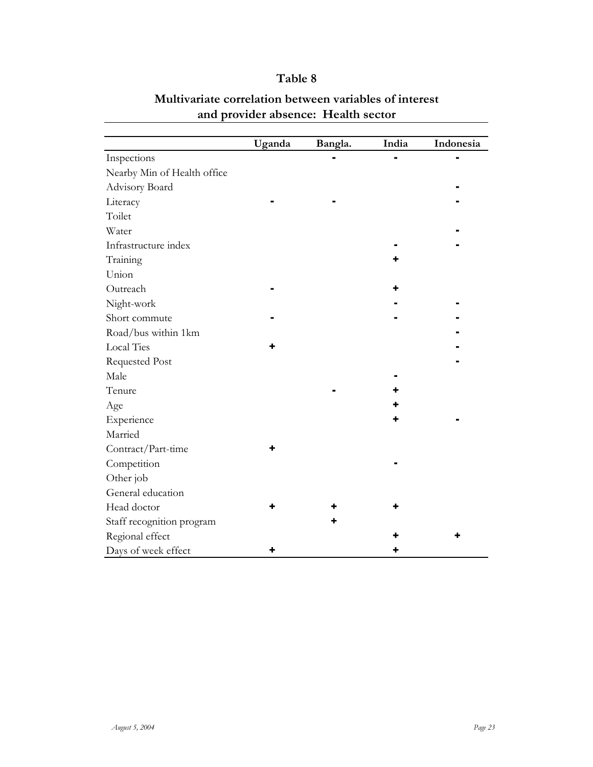# Table 8

## Multivariate correlation between variables of interest and provider absence: Health sector

| | Uganda | Bangla. | India | Indonesia |
|---|---|---|---|---|
| Inspections | | - | - | - |
| Nearby Min of Health office | | | | |
| Advisory Board | | | | - |
| Literacy | - | - | | - |
| Toilet | | | | |
| Water | | | | - |
| Infrastructure index | | | - | - |
| Training | | | + | |
| Union | | | | |
| Outreach | - | | + | |
| Night-work | | | - | - |
| Short commute | - | | - | - |
| Road/bus within 1km | | | | - |
| Local Ties | + | | | - |
| Requested Post | | | | - |
| Male | | | - | |
| Tenure | | - | + | |
| Age | | | + | |
| Experience | | | + | - |
| Married | | | | |
| Contract/Part-time | + | | | |
| Competition | | | - | |
| Other job | | | | |
| General education | | | | |
| Head doctor | + | + | + | |
| Staff recognition program | | + | | |
| Regional effect | | | + | + |
| Days of week effect | + | | + | |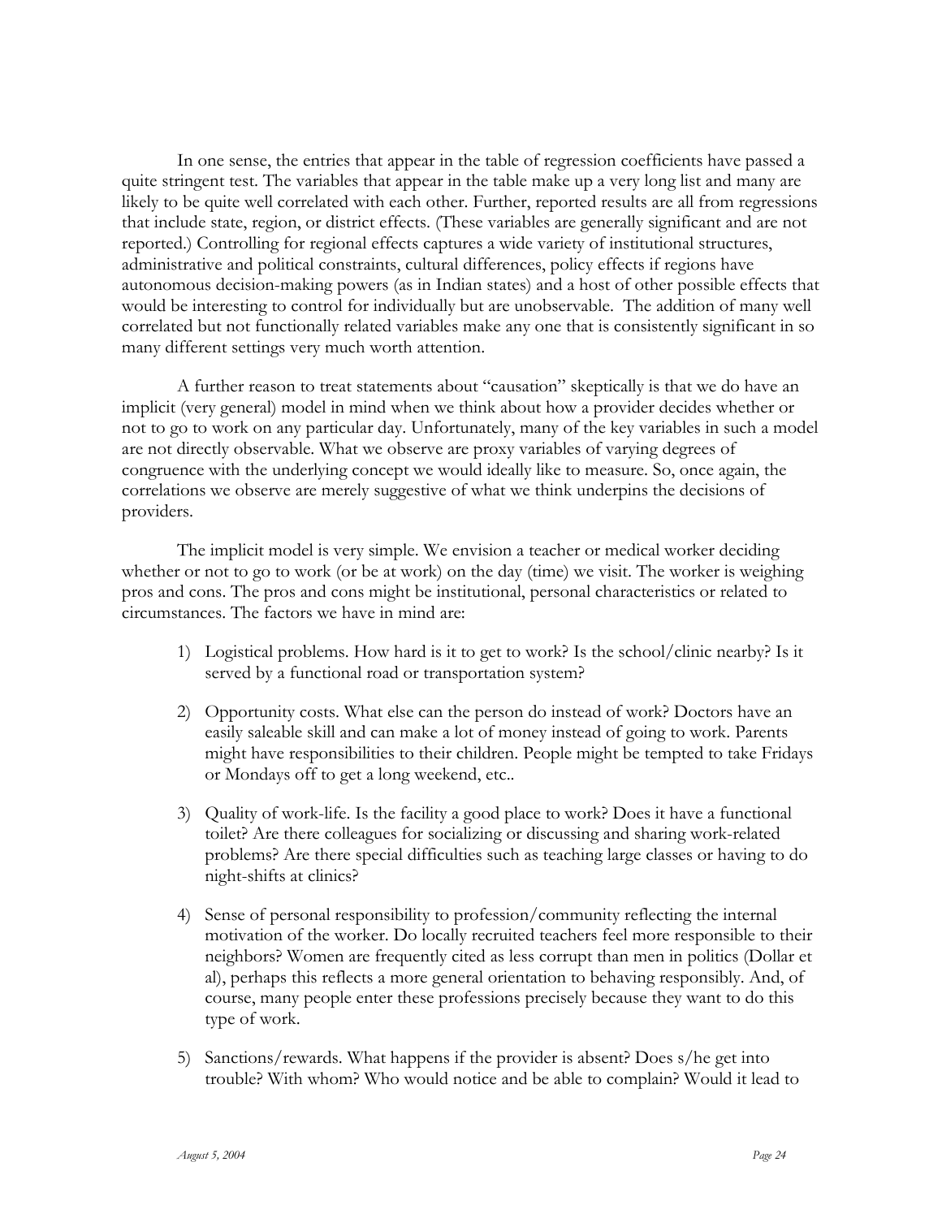In one sense, the entries that appear in the table of regression coefficients have passed a quite stringent test. The variables that appear in the table make up a very long list and many are likely to be quite well correlated with each other. Further, reported results are all from regressions that include state, region, or district effects. (These variables are generally significant and are not reported.) Controlling for regional effects captures a wide variety of institutional structures, administrative and political constraints, cultural differences, policy effects if regions have autonomous decision-making powers (as in Indian states) and a host of other possible effects that would be interesting to control for individually but are unobservable. The addition of many well correlated but not functionally related variables make any one that is consistently significant in so many different settings very much worth attention.

A further reason to treat statements about "causation" skeptically is that we do have an implicit (very general) model in mind when we think about how a provider decides whether or not to go to work on any particular day. Unfortunately, many of the key variables in such a model are not directly observable. What we observe are proxy variables of varying degrees of congruence with the underlying concept we would ideally like to measure. So, once again, the correlations we observe are merely suggestive of what we think underpins the decisions of providers.

The implicit model is very simple. We envision a teacher or medical worker deciding whether or not to go to work (or be at work) on the day (time) we visit. The worker is weighing pros and cons. The pros and cons might be institutional, personal characteristics or related to circumstances. The factors we have in mind are:

1) Logistical problems. How hard is it to get to work? Is the school/clinic nearby? Is it served by a functional road or transportation system?

2) Opportunity costs. What else can the person do instead of work? Doctors have an easily saleable skill and can make a lot of money instead of going to work. Parents might have responsibilities to their children. People might be tempted to take Fridays or Mondays off to get a long weekend, etc..

3) Quality of work-life. Is the facility a good place to work? Does it have a functional toilet? Are there colleagues for socializing or discussing and sharing work-related problems? Are there special difficulties such as teaching large classes or having to do night-shifts at clinics?

4) Sense of personal responsibility to profession/community reflecting the internal motivation of the worker. Do locally recruited teachers feel more responsible to their neighbors? Women are frequently cited as less corrupt than men in politics (Dollar et al), perhaps this reflects a more general orientation to behaving responsibly. And, of course, many people enter these professions precisely because they want to do this type of work.

5) Sanctions/rewards. What happens if the provider is absent? Does s/he get into trouble? With whom? Who would notice and be able to complain? Would it lead to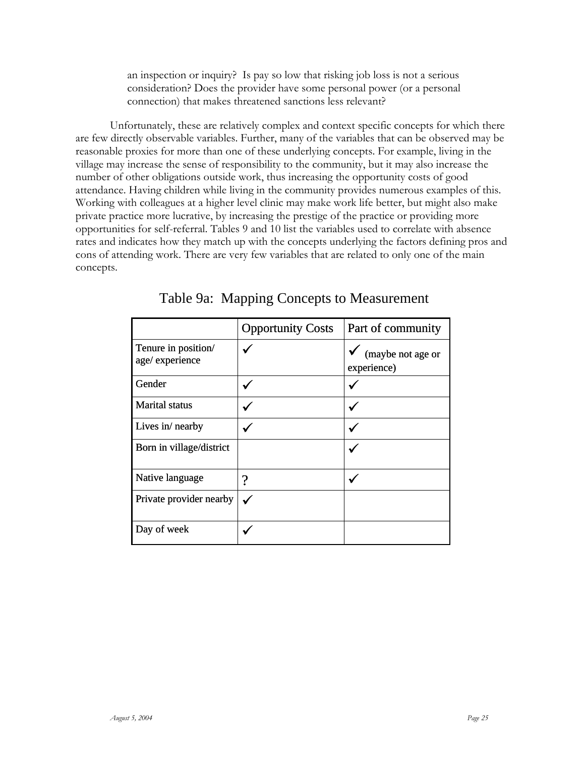an inspection or inquiry? Is pay so low that risking job loss is not a serious consideration? Does the provider have some personal power (or a personal connection) that makes threatened sanctions less relevant?

Unfortunately, these are relatively complex and context specific concepts for which there are few directly observable variables. Further, many of the variables that can be observed may be reasonable proxies for more than one of these underlying concepts. For example, living in the village may increase the sense of responsibility to the community, but it may also increase the number of other obligations outside work, thus increasing the opportunity costs of good attendance. Having children while living in the community provides numerous examples of this. Working with colleagues at a higher level clinic may make work life better, but might also make private practice more lucrative, by increasing the prestige of the practice or providing more opportunities for self-referral. Tables 9 and 10 list the variables used to correlate with absence rates and indicates how they match up with the concepts underlying the factors defining pros and cons of attending work. There are very few variables that are related to only one of the main concepts.

## Table 9a: Mapping Concepts to Measurement

| | Opportunity Costs | Part of community |
|---|---|---|
| Tenure in position/ age/ experience | ✓ | ✓ (maybe not age or experience) |
| Gender | ✓ | ✓ |
| Marital status | ✓ | ✓ |
| Lives in/ nearby | ✓ | ✓ |
| Born in village/district | | ✓ |
| Native language | ? | ✓ |
| Private provider nearby | ✓ | |
| Day of week | ✓ | |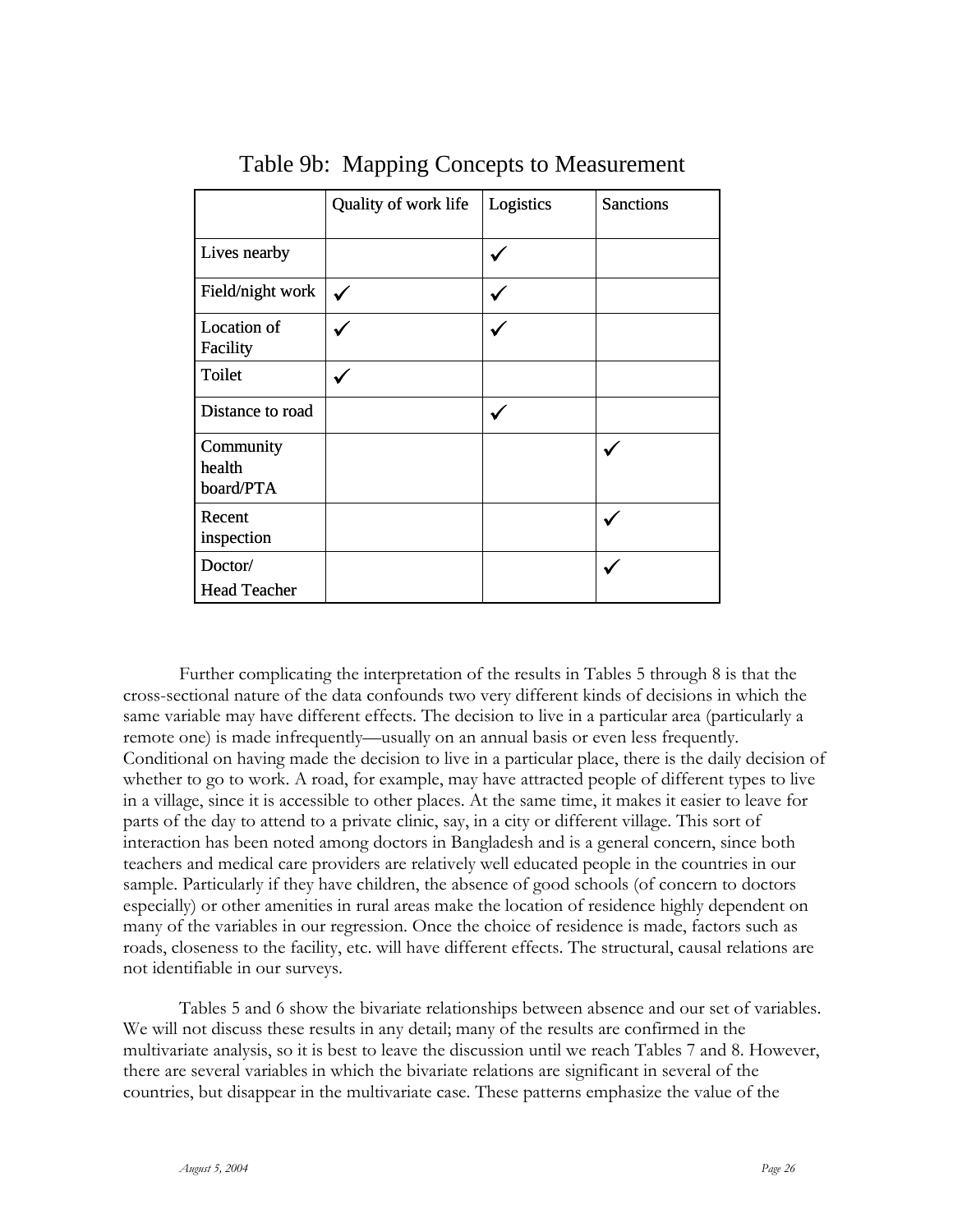Table 9b: Mapping Concepts to Measurement

| | Quality of work life | Logistics | Sanctions |
|---|---|---|---|
| Lives nearby | | ✓ | |
| Field/night work | ✓ | ✓ | |
| Location of Facility | ✓ | ✓ | |
| Toilet | ✓ | | |
| Distance to road | | ✓ | |
| Community health board/PTA | | | ✓ |
| Recent inspection | | | ✓ |
| Doctor/ Head Teacher | | | ✓ |

Further complicating the interpretation of the results in Tables 5 through 8 is that the cross-sectional nature of the data confounds two very different kinds of decisions in which the same variable may have different effects. The decision to live in a particular area (particularly a remote one) is made infrequently—usually on an annual basis or even less frequently. Conditional on having made the decision to live in a particular place, there is the daily decision of whether to go to work. A road, for example, may have attracted people of different types to live in a village, since it is accessible to other places. At the same time, it makes it easier to leave for parts of the day to attend to a private clinic, say, in a city or different village. This sort of interaction has been noted among doctors in Bangladesh and is a general concern, since both teachers and medical care providers are relatively well educated people in the countries in our sample. Particularly if they have children, the absence of good schools (of concern to doctors especially) or other amenities in rural areas make the location of residence highly dependent on many of the variables in our regression. Once the choice of residence is made, factors such as roads, closeness to the facility, etc. will have different effects. The structural, causal relations are not identifiable in our surveys.

Tables 5 and 6 show the bivariate relationships between absence and our set of variables. We will not discuss these results in any detail; many of the results are confirmed in the multivariate analysis, so it is best to leave the discussion until we reach Tables 7 and 8. However, there are several variables in which the bivariate relations are significant in several of the countries, but disappear in the multivariate case. These patterns emphasize the value of the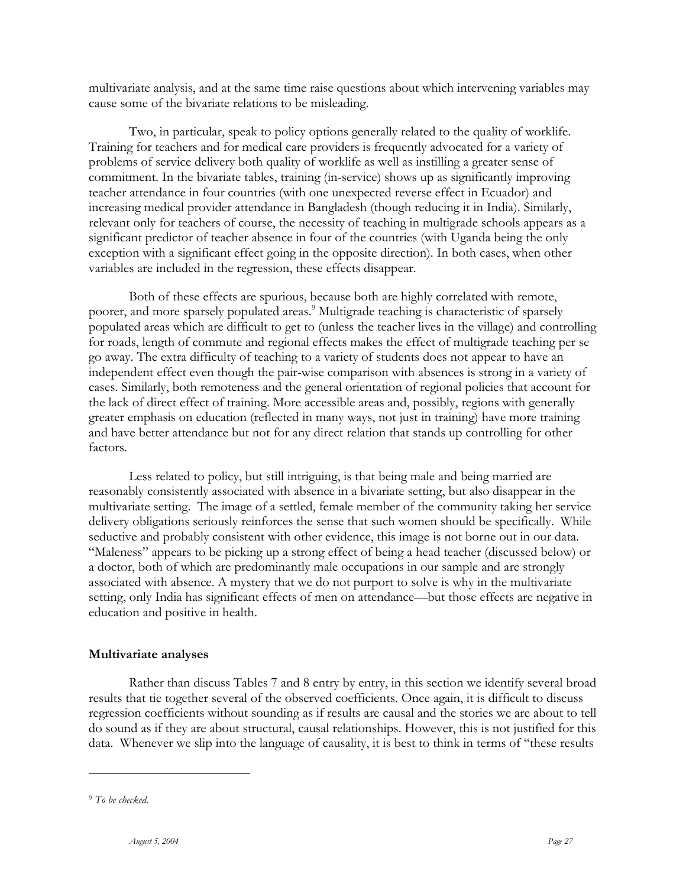multivariate analysis, and at the same time raise questions about which intervening variables may cause some of the bivariate relations to be misleading.

Two, in particular, speak to policy options generally related to the quality of worklife. Training for teachers and for medical care providers is frequently advocated for a variety of problems of service delivery both quality of worklife as well as instilling a greater sense of commitment. In the bivariate tables, training (in-service) shows up as significantly improving teacher attendance in four countries (with one unexpected reverse effect in Ecuador) and increasing medical provider attendance in Bangladesh (though reducing it in India). Similarly, relevant only for teachers of course, the necessity of teaching in multigrade schools appears as a significant predictor of teacher absence in four of the countries (with Uganda being the only exception with a significant effect going in the opposite direction). In both cases, when other variables are included in the regression, these effects disappear.

Both of these effects are spurious, because both are highly correlated with remote, poorer, and more sparsely populated areas.[9] Multigrade teaching is characteristic of sparsely populated areas which are difficult to get to (unless the teacher lives in the village) and controlling for roads, length of commute and regional effects makes the effect of multigrade teaching per se go away. The extra difficulty of teaching to a variety of students does not appear to have an independent effect even though the pair-wise comparison with absences is strong in a variety of cases. Similarly, both remoteness and the general orientation of regional policies that account for the lack of direct effect of training. More accessible areas and, possibly, regions with generally greater emphasis on education (reflected in many ways, not just in training) have more training and have better attendance but not for any direct relation that stands up controlling for other factors.

Less related to policy, but still intriguing, is that being male and being married are reasonably consistently associated with absence in a bivariate setting, but also disappear in the multivariate setting. The image of a settled, female member of the community taking her service delivery obligations seriously reinforces the sense that such women should be specifically. While seductive and probably consistent with other evidence, this image is not borne out in our data. "Maleness" appears to be picking up a strong effect of being a head teacher (discussed below) or a doctor, both of which are predominantly male occupations in our sample and are strongly associated with absence. A mystery that we do not purport to solve is why in the multivariate setting, only India has significant effects of men on attendance—but those effects are negative in education and positive in health.

### Multivariate analyses

Rather than discuss Tables 7 and 8 entry by entry, in this section we identify several broad results that tie together several of the observed coefficients. Once again, it is difficult to discuss regression coefficients without sounding as if results are causal and the stories we are about to tell do sound as if they are about structural, causal relationships. However, this is not justified for this data. Whenever we slip into the language of causality, it is best to think in terms of "these results

---

[9] *To be checked.*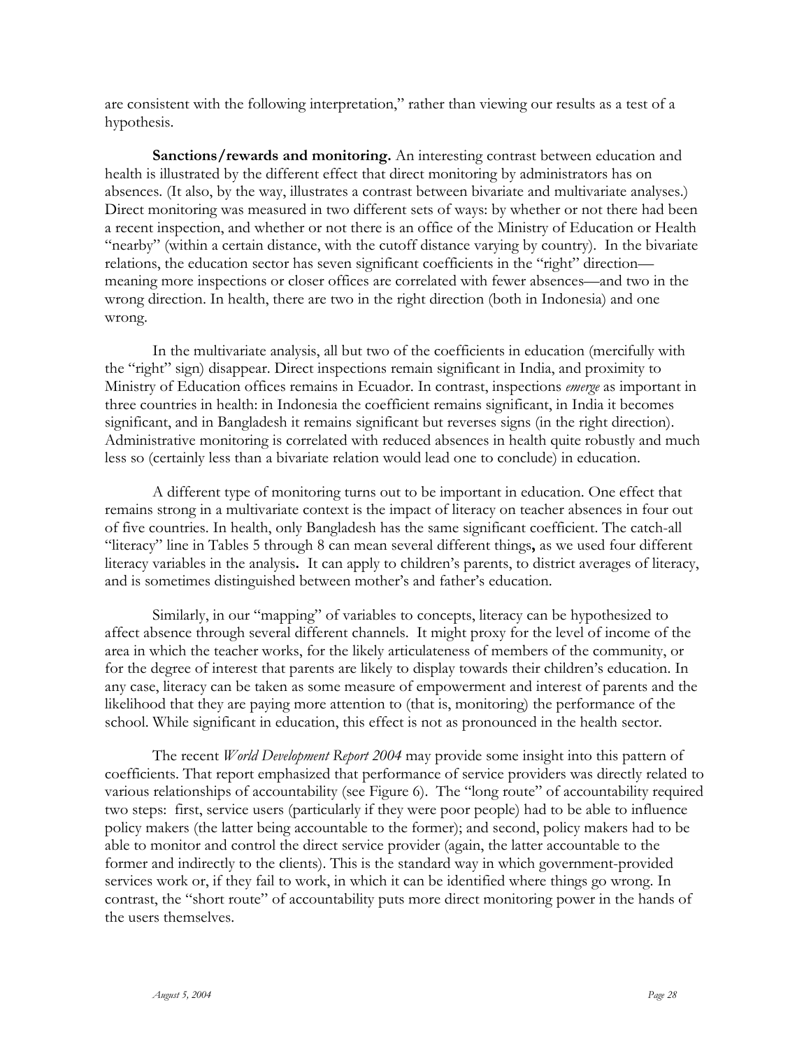are consistent with the following interpretation," rather than viewing our results as a test of a hypothesis.

**Sanctions/rewards and monitoring.** An interesting contrast between education and health is illustrated by the different effect that direct monitoring by administrators has on absences. (It also, by the way, illustrates a contrast between bivariate and multivariate analyses.) Direct monitoring was measured in two different sets of ways: by whether or not there had been a recent inspection, and whether or not there is an office of the Ministry of Education or Health "nearby" (within a certain distance, with the cutoff distance varying by country). In the bivariate relations, the education sector has seven significant coefficients in the "right" direction—meaning more inspections or closer offices are correlated with fewer absences—and two in the wrong direction. In health, there are two in the right direction (both in Indonesia) and one wrong.

In the multivariate analysis, all but two of the coefficients in education (mercifully with the "right" sign) disappear. Direct inspections remain significant in India, and proximity to Ministry of Education offices remains in Ecuador. In contrast, inspections *emerge* as important in three countries in health: in Indonesia the coefficient remains significant, in India it becomes significant, and in Bangladesh it remains significant but reverses signs (in the right direction). Administrative monitoring is correlated with reduced absences in health quite robustly and much less so (certainly less than a bivariate relation would lead one to conclude) in education.

A different type of monitoring turns out to be important in education. One effect that remains strong in a multivariate context is the impact of literacy on teacher absences in four out of five countries. In health, only Bangladesh has the same significant coefficient. The catch-all "literacy" line in Tables 5 through 8 can mean several different things**,** as we used four different literacy variables in the analysis**.** It can apply to children's parents, to district averages of literacy, and is sometimes distinguished between mother's and father's education.

Similarly, in our "mapping" of variables to concepts, literacy can be hypothesized to affect absence through several different channels. It might proxy for the level of income of the area in which the teacher works, for the likely articulateness of members of the community, or for the degree of interest that parents are likely to display towards their children's education. In any case, literacy can be taken as some measure of empowerment and interest of parents and the likelihood that they are paying more attention to (that is, monitoring) the performance of the school. While significant in education, this effect is not as pronounced in the health sector.

The recent *World Development Report 2004* may provide some insight into this pattern of coefficients. That report emphasized that performance of service providers was directly related to various relationships of accountability (see Figure 6). The "long route" of accountability required two steps: first, service users (particularly if they were poor people) had to be able to influence policy makers (the latter being accountable to the former); and second, policy makers had to be able to monitor and control the direct service provider (again, the latter accountable to the former and indirectly to the clients). This is the standard way in which government-provided services work or, if they fail to work, in which it can be identified where things go wrong. In contrast, the "short route" of accountability puts more direct monitoring power in the hands of the users themselves.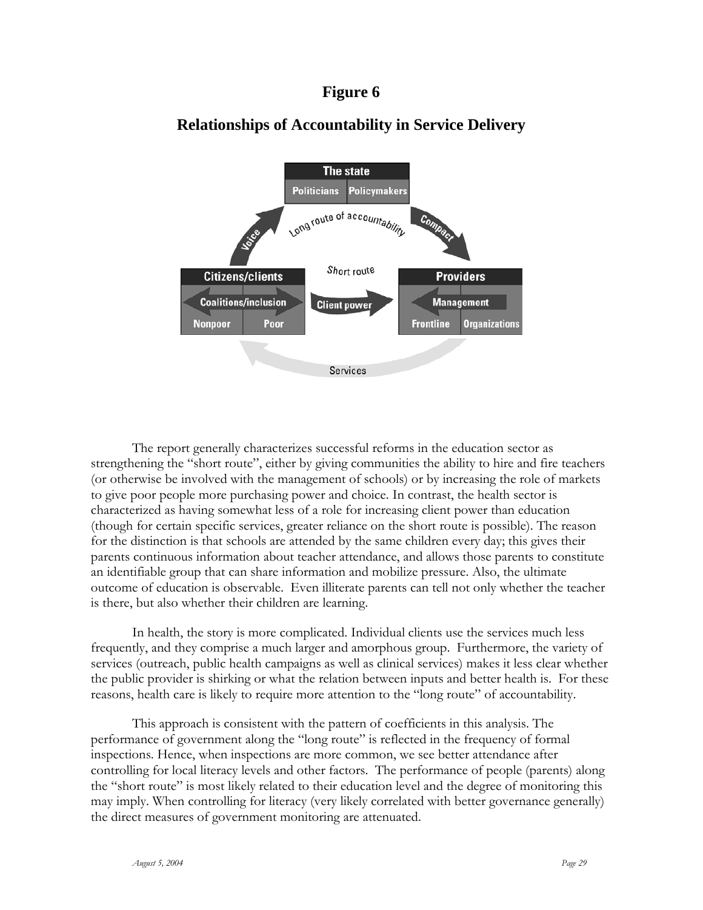## Figure 6

## Relationships of Accountability in Service Delivery

The report generally characterizes successful reforms in the education sector as strengthening the "short route", either by giving communities the ability to hire and fire teachers (or otherwise be involved with the management of schools) or by increasing the role of markets to give poor people more purchasing power and choice. In contrast, the health sector is characterized as having somewhat less of a role for increasing client power than education (though for certain specific services, greater reliance on the short route is possible). The reason for the distinction is that schools are attended by the same children every day; this gives their parents continuous information about teacher attendance, and allows those parents to constitute an identifiable group that can share information and mobilize pressure. Also, the ultimate outcome of education is observable. Even illiterate parents can tell not only whether the teacher is there, but also whether their children are learning.

In health, the story is more complicated. Individual clients use the services much less frequently, and they comprise a much larger and amorphous group. Furthermore, the variety of services (outreach, public health campaigns as well as clinical services) makes it less clear whether the public provider is shirking or what the relation between inputs and better health is. For these reasons, health care is likely to require more attention to the "long route" of accountability.

This approach is consistent with the pattern of coefficients in this analysis. The performance of government along the "long route" is reflected in the frequency of formal inspections. Hence, when inspections are more common, we see better attendance after controlling for local literacy levels and other factors. The performance of people (parents) along the "short route" is most likely related to their education level and the degree of monitoring this may imply. When controlling for literacy (very likely correlated with better governance generally) the direct measures of government monitoring are attenuated.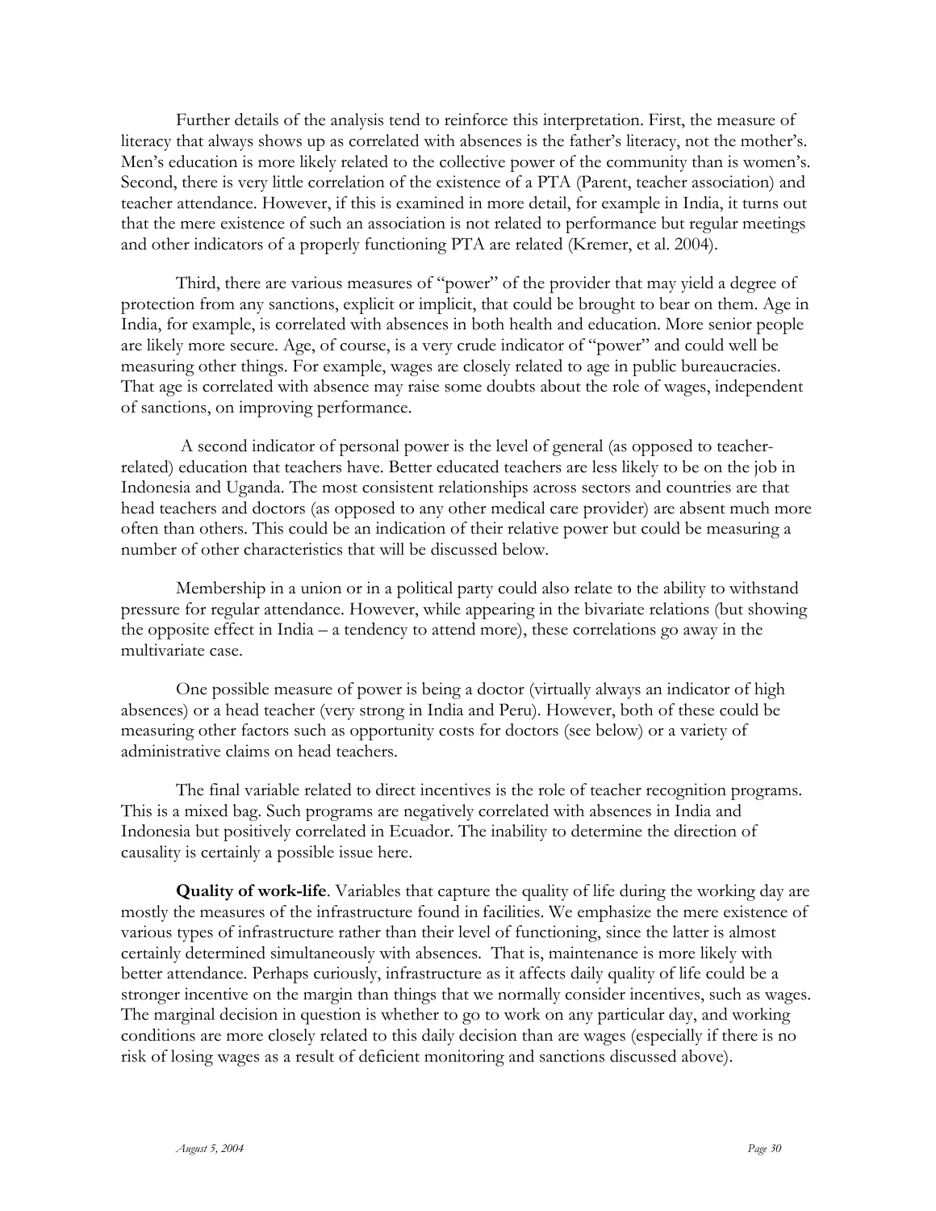Further details of the analysis tend to reinforce this interpretation. First, the measure of literacy that always shows up as correlated with absences is the father's literacy, not the mother's. Men's education is more likely related to the collective power of the community than is women's. Second, there is very little correlation of the existence of a PTA (Parent, teacher association) and teacher attendance. However, if this is examined in more detail, for example in India, it turns out that the mere existence of such an association is not related to performance but regular meetings and other indicators of a properly functioning PTA are related (Kremer, et al. 2004).

Third, there are various measures of "power" of the provider that may yield a degree of protection from any sanctions, explicit or implicit, that could be brought to bear on them. Age in India, for example, is correlated with absences in both health and education. More senior people are likely more secure. Age, of course, is a very crude indicator of "power" and could well be measuring other things. For example, wages are closely related to age in public bureaucracies. That age is correlated with absence may raise some doubts about the role of wages, independent of sanctions, on improving performance.

A second indicator of personal power is the level of general (as opposed to teacher-related) education that teachers have. Better educated teachers are less likely to be on the job in Indonesia and Uganda. The most consistent relationships across sectors and countries are that head teachers and doctors (as opposed to any other medical care provider) are absent much more often than others. This could be an indication of their relative power but could be measuring a number of other characteristics that will be discussed below.

Membership in a union or in a political party could also relate to the ability to withstand pressure for regular attendance. However, while appearing in the bivariate relations (but showing the opposite effect in India – a tendency to attend more), these correlations go away in the multivariate case.

One possible measure of power is being a doctor (virtually always an indicator of high absences) or a head teacher (very strong in India and Peru). However, both of these could be measuring other factors such as opportunity costs for doctors (see below) or a variety of administrative claims on head teachers.

The final variable related to direct incentives is the role of teacher recognition programs. This is a mixed bag. Such programs are negatively correlated with absences in India and Indonesia but positively correlated in Ecuador. The inability to determine the direction of causality is certainly a possible issue here.

**Quality of work-life**. Variables that capture the quality of life during the working day are mostly the measures of the infrastructure found in facilities. We emphasize the mere existence of various types of infrastructure rather than their level of functioning, since the latter is almost certainly determined simultaneously with absences. That is, maintenance is more likely with better attendance. Perhaps curiously, infrastructure as it affects daily quality of life could be a stronger incentive on the margin than things that we normally consider incentives, such as wages. The marginal decision in question is whether to go to work on any particular day, and working conditions are more closely related to this daily decision than are wages (especially if there is no risk of losing wages as a result of deficient monitoring and sanctions discussed above).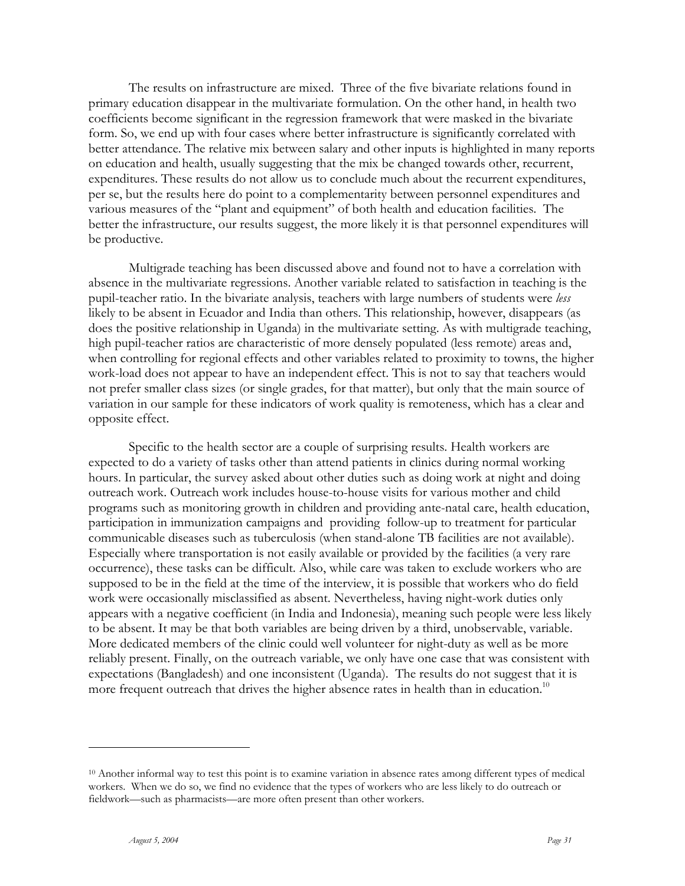The results on infrastructure are mixed. Three of the five bivariate relations found in primary education disappear in the multivariate formulation. On the other hand, in health two coefficients become significant in the regression framework that were masked in the bivariate form. So, we end up with four cases where better infrastructure is significantly correlated with better attendance. The relative mix between salary and other inputs is highlighted in many reports on education and health, usually suggesting that the mix be changed towards other, recurrent, expenditures. These results do not allow us to conclude much about the recurrent expenditures, per se, but the results here do point to a complementarity between personnel expenditures and various measures of the "plant and equipment" of both health and education facilities. The better the infrastructure, our results suggest, the more likely it is that personnel expenditures will be productive.

Multigrade teaching has been discussed above and found not to have a correlation with absence in the multivariate regressions. Another variable related to satisfaction in teaching is the pupil-teacher ratio. In the bivariate analysis, teachers with large numbers of students were *less* likely to be absent in Ecuador and India than others. This relationship, however, disappears (as does the positive relationship in Uganda) in the multivariate setting. As with multigrade teaching, high pupil-teacher ratios are characteristic of more densely populated (less remote) areas and, when controlling for regional effects and other variables related to proximity to towns, the higher work-load does not appear to have an independent effect. This is not to say that teachers would not prefer smaller class sizes (or single grades, for that matter), but only that the main source of variation in our sample for these indicators of work quality is remoteness, which has a clear and opposite effect.

Specific to the health sector are a couple of surprising results. Health workers are expected to do a variety of tasks other than attend patients in clinics during normal working hours. In particular, the survey asked about other duties such as doing work at night and doing outreach work. Outreach work includes house-to-house visits for various mother and child programs such as monitoring growth in children and providing ante-natal care, health education, participation in immunization campaigns and providing follow-up to treatment for particular communicable diseases such as tuberculosis (when stand-alone TB facilities are not available). Especially where transportation is not easily available or provided by the facilities (a very rare occurrence), these tasks can be difficult. Also, while care was taken to exclude workers who are supposed to be in the field at the time of the interview, it is possible that workers who do field work were occasionally misclassified as absent. Nevertheless, having night-work duties only appears with a negative coefficient (in India and Indonesia), meaning such people were less likely to be absent. It may be that both variables are being driven by a third, unobservable, variable. More dedicated members of the clinic could well volunteer for night-duty as well as be more reliably present. Finally, on the outreach variable, we only have one case that was consistent with expectations (Bangladesh) and one inconsistent (Uganda). The results do not suggest that it is more frequent outreach that drives the higher absence rates in health than in education.[10]

---

[10] Another informal way to test this point is to examine variation in absence rates among different types of medical workers. When we do so, we find no evidence that the types of workers who are less likely to do outreach or fieldwork—such as pharmacists—are more often present than other workers.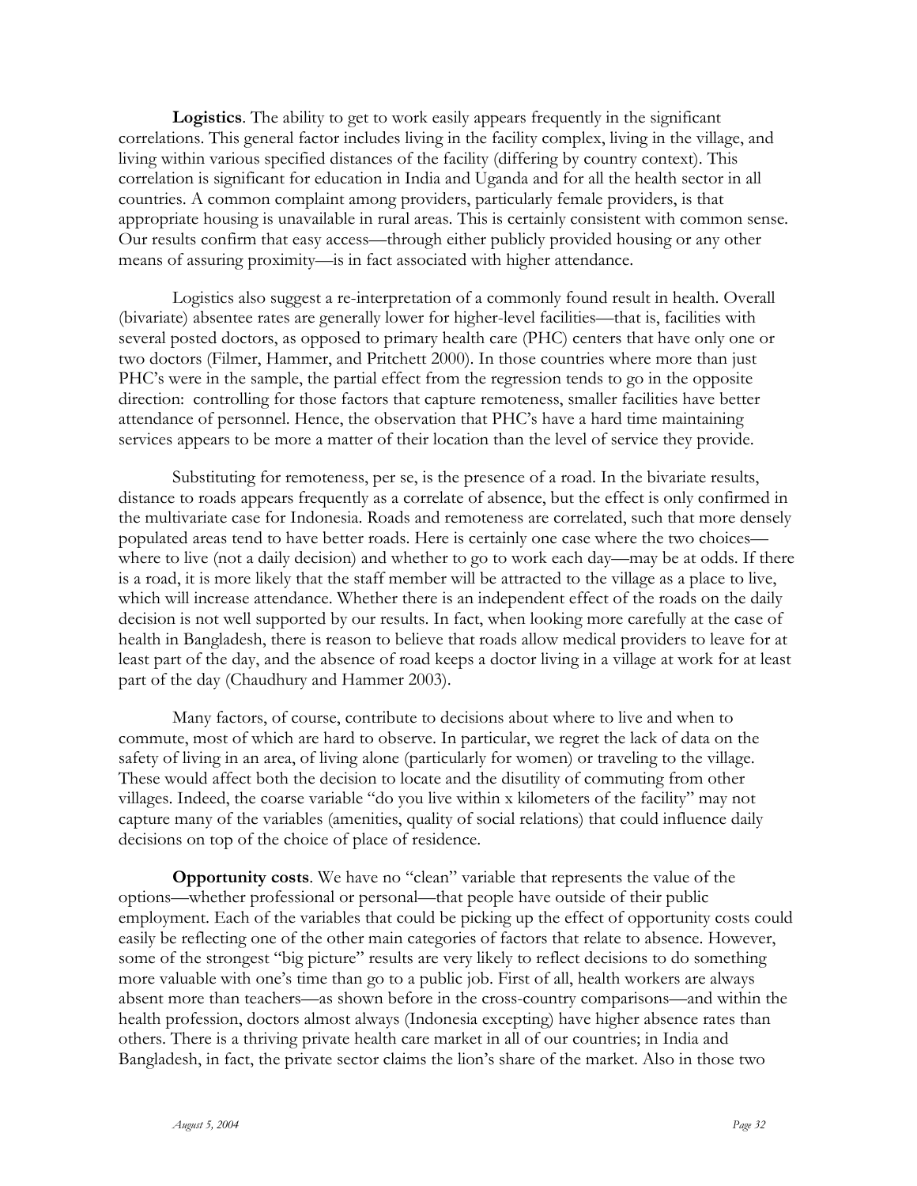**Logistics**. The ability to get to work easily appears frequently in the significant correlations. This general factor includes living in the facility complex, living in the village, and living within various specified distances of the facility (differing by country context). This correlation is significant for education in India and Uganda and for all the health sector in all countries. A common complaint among providers, particularly female providers, is that appropriate housing is unavailable in rural areas. This is certainly consistent with common sense. Our results confirm that easy access—through either publicly provided housing or any other means of assuring proximity—is in fact associated with higher attendance.

Logistics also suggest a re-interpretation of a commonly found result in health. Overall (bivariate) absentee rates are generally lower for higher-level facilities—that is, facilities with several posted doctors, as opposed to primary health care (PHC) centers that have only one or two doctors (Filmer, Hammer, and Pritchett 2000). In those countries where more than just PHC's were in the sample, the partial effect from the regression tends to go in the opposite direction: controlling for those factors that capture remoteness, smaller facilities have better attendance of personnel. Hence, the observation that PHC's have a hard time maintaining services appears to be more a matter of their location than the level of service they provide.

Substituting for remoteness, per se, is the presence of a road. In the bivariate results, distance to roads appears frequently as a correlate of absence, but the effect is only confirmed in the multivariate case for Indonesia. Roads and remoteness are correlated, such that more densely populated areas tend to have better roads. Here is certainly one case where the two choices—where to live (not a daily decision) and whether to go to work each day—may be at odds. If there is a road, it is more likely that the staff member will be attracted to the village as a place to live, which will increase attendance. Whether there is an independent effect of the roads on the daily decision is not well supported by our results. In fact, when looking more carefully at the case of health in Bangladesh, there is reason to believe that roads allow medical providers to leave for at least part of the day, and the absence of road keeps a doctor living in a village at work for at least part of the day (Chaudhury and Hammer 2003).

Many factors, of course, contribute to decisions about where to live and when to commute, most of which are hard to observe. In particular, we regret the lack of data on the safety of living in an area, of living alone (particularly for women) or traveling to the village. These would affect both the decision to locate and the disutility of commuting from other villages. Indeed, the coarse variable "do you live within x kilometers of the facility" may not capture many of the variables (amenities, quality of social relations) that could influence daily decisions on top of the choice of place of residence.

**Opportunity costs**. We have no "clean" variable that represents the value of the options—whether professional or personal—that people have outside of their public employment. Each of the variables that could be picking up the effect of opportunity costs could easily be reflecting one of the other main categories of factors that relate to absence. However, some of the strongest "big picture" results are very likely to reflect decisions to do something more valuable with one's time than go to a public job. First of all, health workers are always absent more than teachers—as shown before in the cross-country comparisons—and within the health profession, doctors almost always (Indonesia excepting) have higher absence rates than others. There is a thriving private health care market in all of our countries; in India and Bangladesh, in fact, the private sector claims the lion's share of the market. Also in those two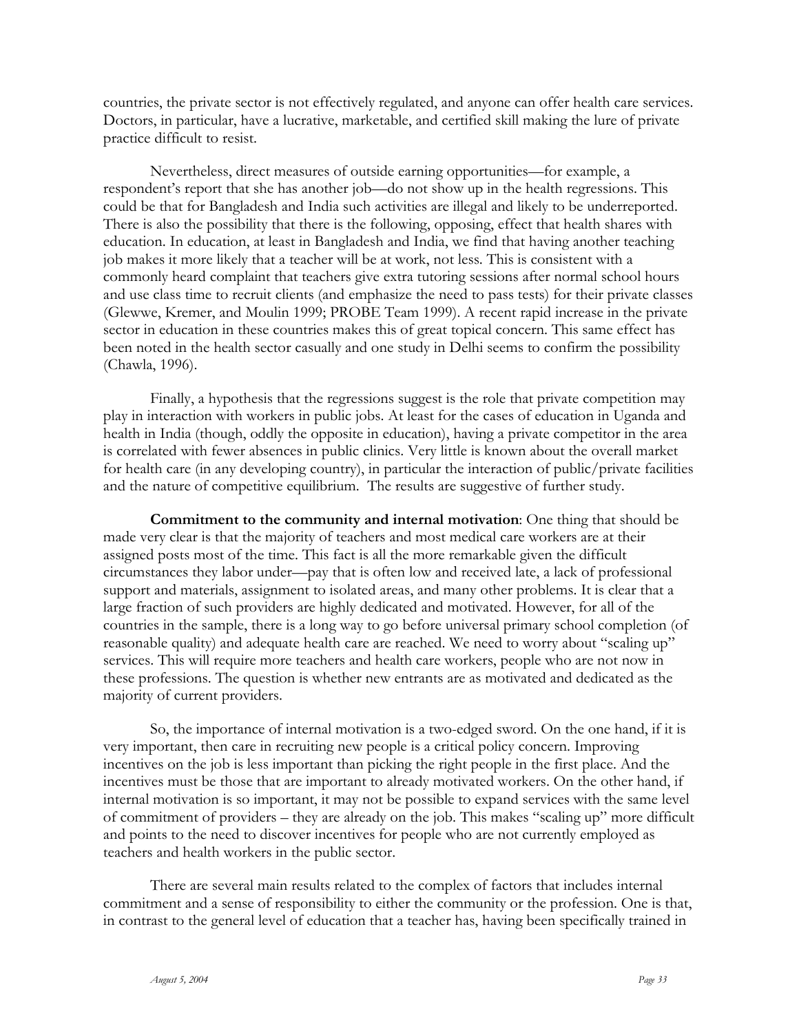countries, the private sector is not effectively regulated, and anyone can offer health care services. Doctors, in particular, have a lucrative, marketable, and certified skill making the lure of private practice difficult to resist.

Nevertheless, direct measures of outside earning opportunities—for example, a respondent's report that she has another job—do not show up in the health regressions. This could be that for Bangladesh and India such activities are illegal and likely to be underreported. There is also the possibility that there is the following, opposing, effect that health shares with education. In education, at least in Bangladesh and India, we find that having another teaching job makes it more likely that a teacher will be at work, not less. This is consistent with a commonly heard complaint that teachers give extra tutoring sessions after normal school hours and use class time to recruit clients (and emphasize the need to pass tests) for their private classes (Glewwe, Kremer, and Moulin 1999; PROBE Team 1999). A recent rapid increase in the private sector in education in these countries makes this of great topical concern. This same effect has been noted in the health sector casually and one study in Delhi seems to confirm the possibility (Chawla, 1996).

Finally, a hypothesis that the regressions suggest is the role that private competition may play in interaction with workers in public jobs. At least for the cases of education in Uganda and health in India (though, oddly the opposite in education), having a private competitor in the area is correlated with fewer absences in public clinics. Very little is known about the overall market for health care (in any developing country), in particular the interaction of public/private facilities and the nature of competitive equilibrium. The results are suggestive of further study.

**Commitment to the community and internal motivation**: One thing that should be made very clear is that the majority of teachers and most medical care workers are at their assigned posts most of the time. This fact is all the more remarkable given the difficult circumstances they labor under—pay that is often low and received late, a lack of professional support and materials, assignment to isolated areas, and many other problems. It is clear that a large fraction of such providers are highly dedicated and motivated. However, for all of the countries in the sample, there is a long way to go before universal primary school completion (of reasonable quality) and adequate health care are reached. We need to worry about "scaling up" services. This will require more teachers and health care workers, people who are not now in these professions. The question is whether new entrants are as motivated and dedicated as the majority of current providers.

So, the importance of internal motivation is a two-edged sword. On the one hand, if it is very important, then care in recruiting new people is a critical policy concern. Improving incentives on the job is less important than picking the right people in the first place. And the incentives must be those that are important to already motivated workers. On the other hand, if internal motivation is so important, it may not be possible to expand services with the same level of commitment of providers – they are already on the job. This makes "scaling up" more difficult and points to the need to discover incentives for people who are not currently employed as teachers and health workers in the public sector.

There are several main results related to the complex of factors that includes internal commitment and a sense of responsibility to either the community or the profession. One is that, in contrast to the general level of education that a teacher has, having been specifically trained in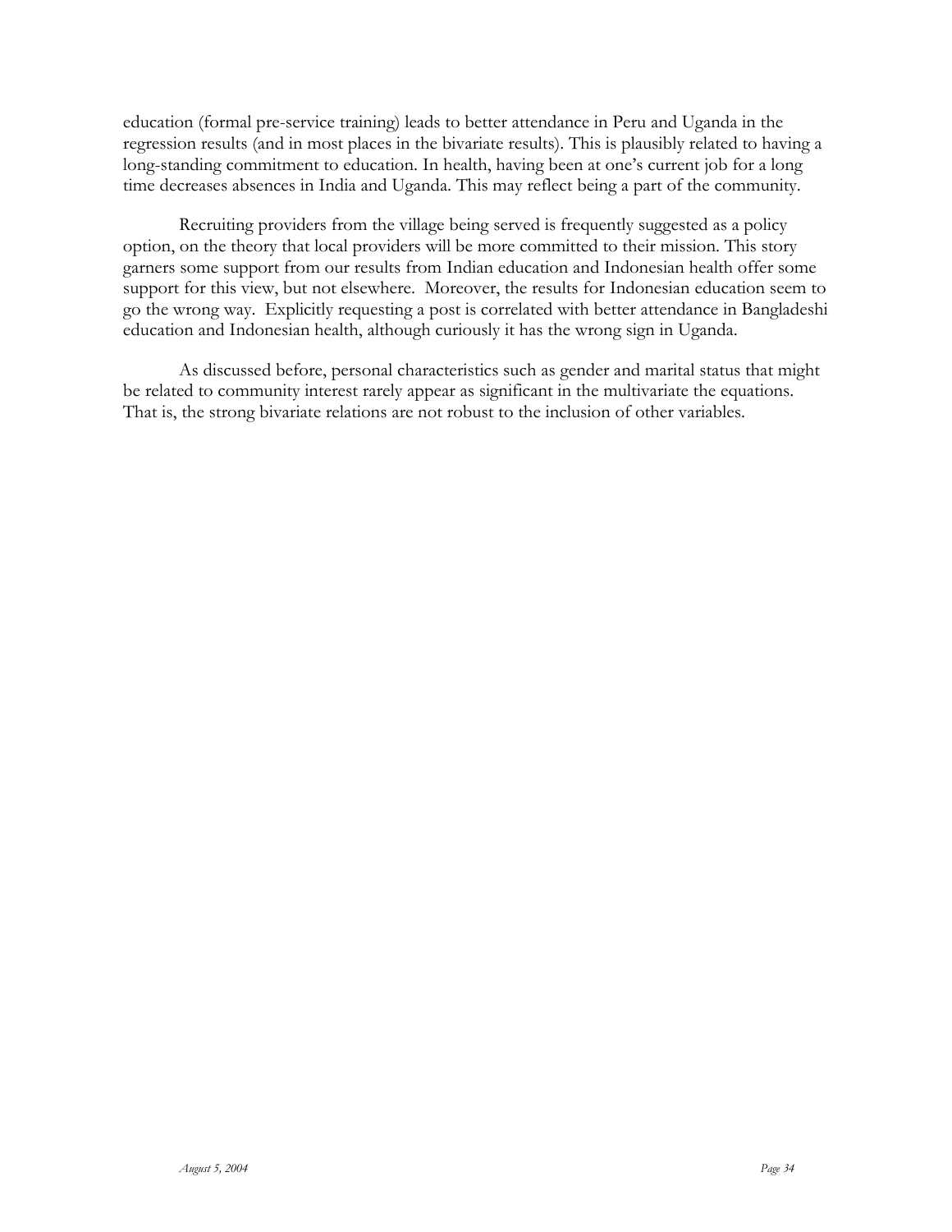education (formal pre-service training) leads to better attendance in Peru and Uganda in the regression results (and in most places in the bivariate results). This is plausibly related to having a long-standing commitment to education. In health, having been at one's current job for a long time decreases absences in India and Uganda. This may reflect being a part of the community.

Recruiting providers from the village being served is frequently suggested as a policy option, on the theory that local providers will be more committed to their mission. This story garners some support from our results from Indian education and Indonesian health offer some support for this view, but not elsewhere. Moreover, the results for Indonesian education seem to go the wrong way. Explicitly requesting a post is correlated with better attendance in Bangladeshi education and Indonesian health, although curiously it has the wrong sign in Uganda.

As discussed before, personal characteristics such as gender and marital status that might be related to community interest rarely appear as significant in the multivariate the equations. That is, the strong bivariate relations are not robust to the inclusion of other variables.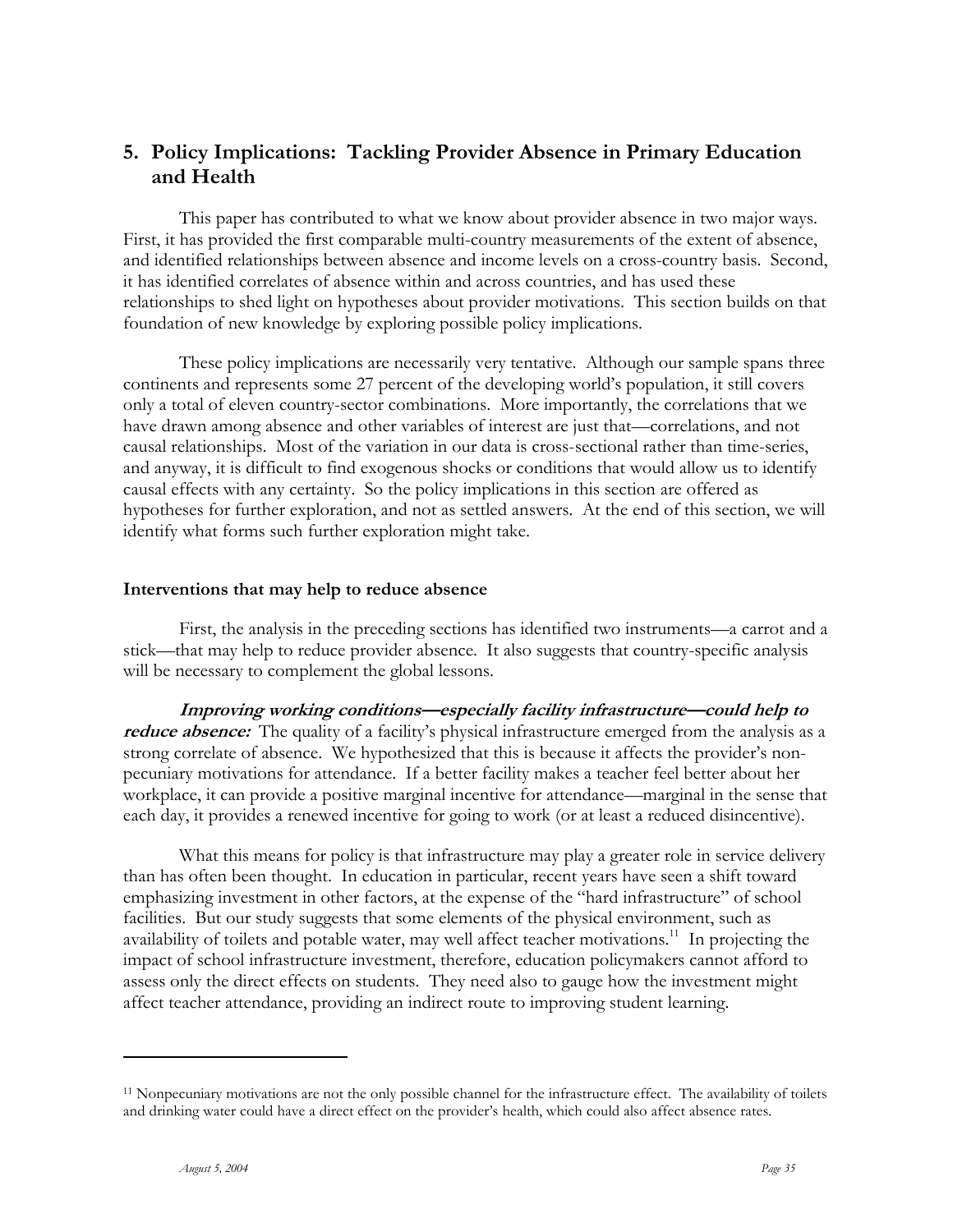## 5. Policy Implications: Tackling Provider Absence in Primary Education and Health

This paper has contributed to what we know about provider absence in two major ways. First, it has provided the first comparable multi-country measurements of the extent of absence, and identified relationships between absence and income levels on a cross-country basis. Second, it has identified correlates of absence within and across countries, and has used these relationships to shed light on hypotheses about provider motivations. This section builds on that foundation of new knowledge by exploring possible policy implications.

These policy implications are necessarily very tentative. Although our sample spans three continents and represents some 27 percent of the developing world's population, it still covers only a total of eleven country-sector combinations. More importantly, the correlations that we have drawn among absence and other variables of interest are just that—correlations, and not causal relationships. Most of the variation in our data is cross-sectional rather than time-series, and anyway, it is difficult to find exogenous shocks or conditions that would allow us to identify causal effects with any certainty. So the policy implications in this section are offered as hypotheses for further exploration, and not as settled answers. At the end of this section, we will identify what forms such further exploration might take.

### Interventions that may help to reduce absence

First, the analysis in the preceding sections has identified two instruments—a carrot and a stick—that may help to reduce provider absence. It also suggests that country-specific analysis will be necessary to complement the global lessons.

***Improving working conditions—especially facility infrastructure—could help to reduce absence:*** The quality of a facility's physical infrastructure emerged from the analysis as a strong correlate of absence. We hypothesized that this is because it affects the provider's non-pecuniary motivations for attendance. If a better facility makes a teacher feel better about her workplace, it can provide a positive marginal incentive for attendance—marginal in the sense that each day, it provides a renewed incentive for going to work (or at least a reduced disincentive).

What this means for policy is that infrastructure may play a greater role in service delivery than has often been thought. In education in particular, recent years have seen a shift toward emphasizing investment in other factors, at the expense of the "hard infrastructure" of school facilities. But our study suggests that some elements of the physical environment, such as availability of toilets and potable water, may well affect teacher motivations.[11] In projecting the impact of school infrastructure investment, therefore, education policymakers cannot afford to assess only the direct effects on students. They need also to gauge how the investment might affect teacher attendance, providing an indirect route to improving student learning.

---

[11] Nonpecuniary motivations are not the only possible channel for the infrastructure effect. The availability of toilets and drinking water could have a direct effect on the provider's health, which could also affect absence rates.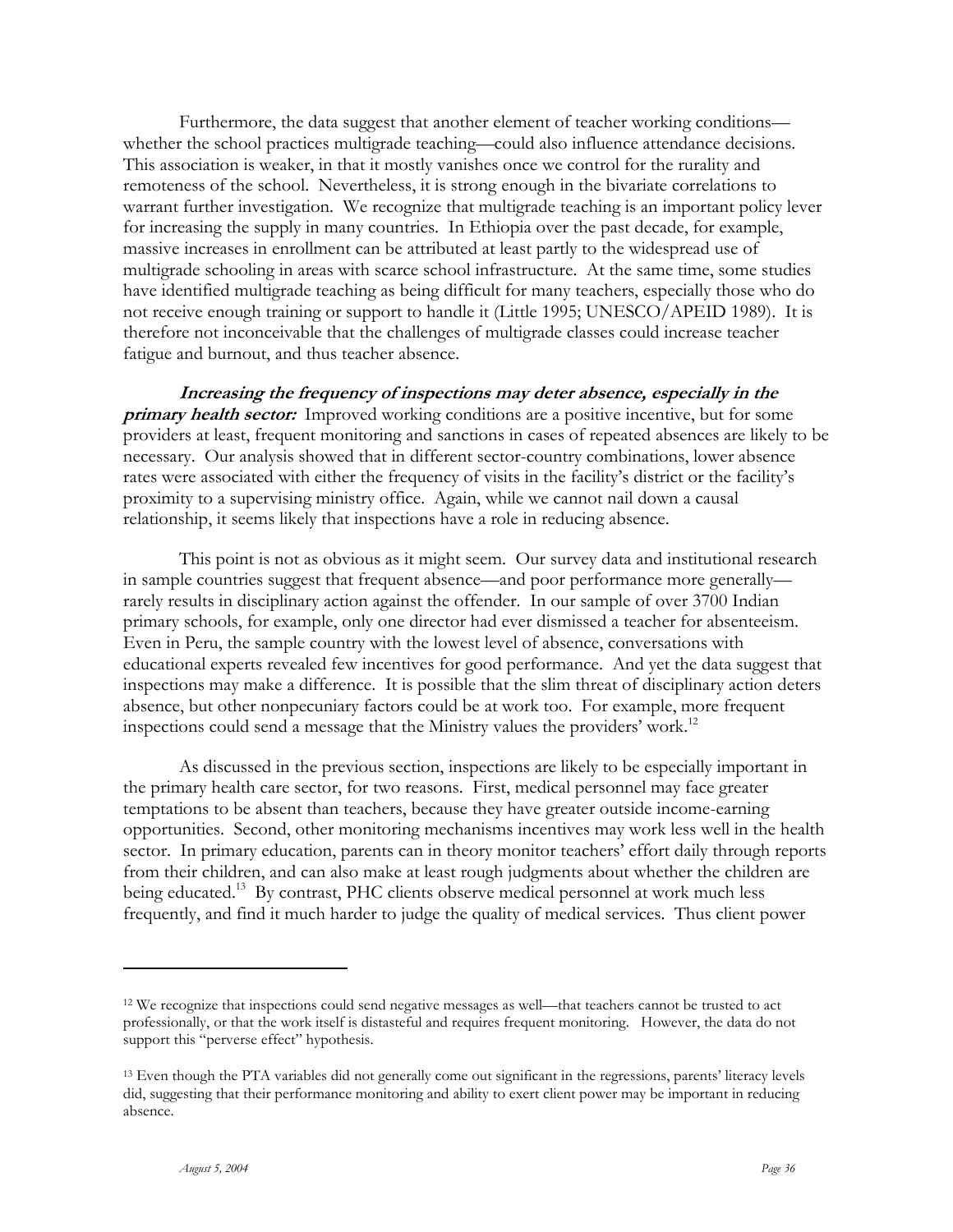Furthermore, the data suggest that another element of teacher working conditions—whether the school practices multigrade teaching—could also influence attendance decisions. This association is weaker, in that it mostly vanishes once we control for the rurality and remoteness of the school. Nevertheless, it is strong enough in the bivariate correlations to warrant further investigation. We recognize that multigrade teaching is an important policy lever for increasing the supply in many countries. In Ethiopia over the past decade, for example, massive increases in enrollment can be attributed at least partly to the widespread use of multigrade schooling in areas with scarce school infrastructure. At the same time, some studies have identified multigrade teaching as being difficult for many teachers, especially those who do not receive enough training or support to handle it (Little 1995; UNESCO/APEID 1989). It is therefore not inconceivable that the challenges of multigrade classes could increase teacher fatigue and burnout, and thus teacher absence.

***Increasing the frequency of inspections may deter absence, especially in the primary health sector:*** Improved working conditions are a positive incentive, but for some providers at least, frequent monitoring and sanctions in cases of repeated absences are likely to be necessary. Our analysis showed that in different sector-country combinations, lower absence rates were associated with either the frequency of visits in the facility's district or the facility's proximity to a supervising ministry office. Again, while we cannot nail down a causal relationship, it seems likely that inspections have a role in reducing absence.

This point is not as obvious as it might seem. Our survey data and institutional research in sample countries suggest that frequent absence—and poor performance more generally—rarely results in disciplinary action against the offender. In our sample of over 3700 Indian primary schools, for example, only one director had ever dismissed a teacher for absenteeism. Even in Peru, the sample country with the lowest level of absence, conversations with educational experts revealed few incentives for good performance. And yet the data suggest that inspections may make a difference. It is possible that the slim threat of disciplinary action deters absence, but other nonpecuniary factors could be at work too. For example, more frequent inspections could send a message that the Ministry values the providers' work.[12]

As discussed in the previous section, inspections are likely to be especially important in the primary health care sector, for two reasons. First, medical personnel may face greater temptations to be absent than teachers, because they have greater outside income-earning opportunities. Second, other monitoring mechanisms incentives may work less well in the health sector. In primary education, parents can in theory monitor teachers' effort daily through reports from their children, and can also make at least rough judgments about whether the children are being educated.[13] By contrast, PHC clients observe medical personnel at work much less frequently, and find it much harder to judge the quality of medical services. Thus client power

---

[12] We recognize that inspections could send negative messages as well—that teachers cannot be trusted to act professionally, or that the work itself is distasteful and requires frequent monitoring. However, the data do not support this "perverse effect" hypothesis.

[13] Even though the PTA variables did not generally come out significant in the regressions, parents' literacy levels did, suggesting that their performance monitoring and ability to exert client power may be important in reducing absence.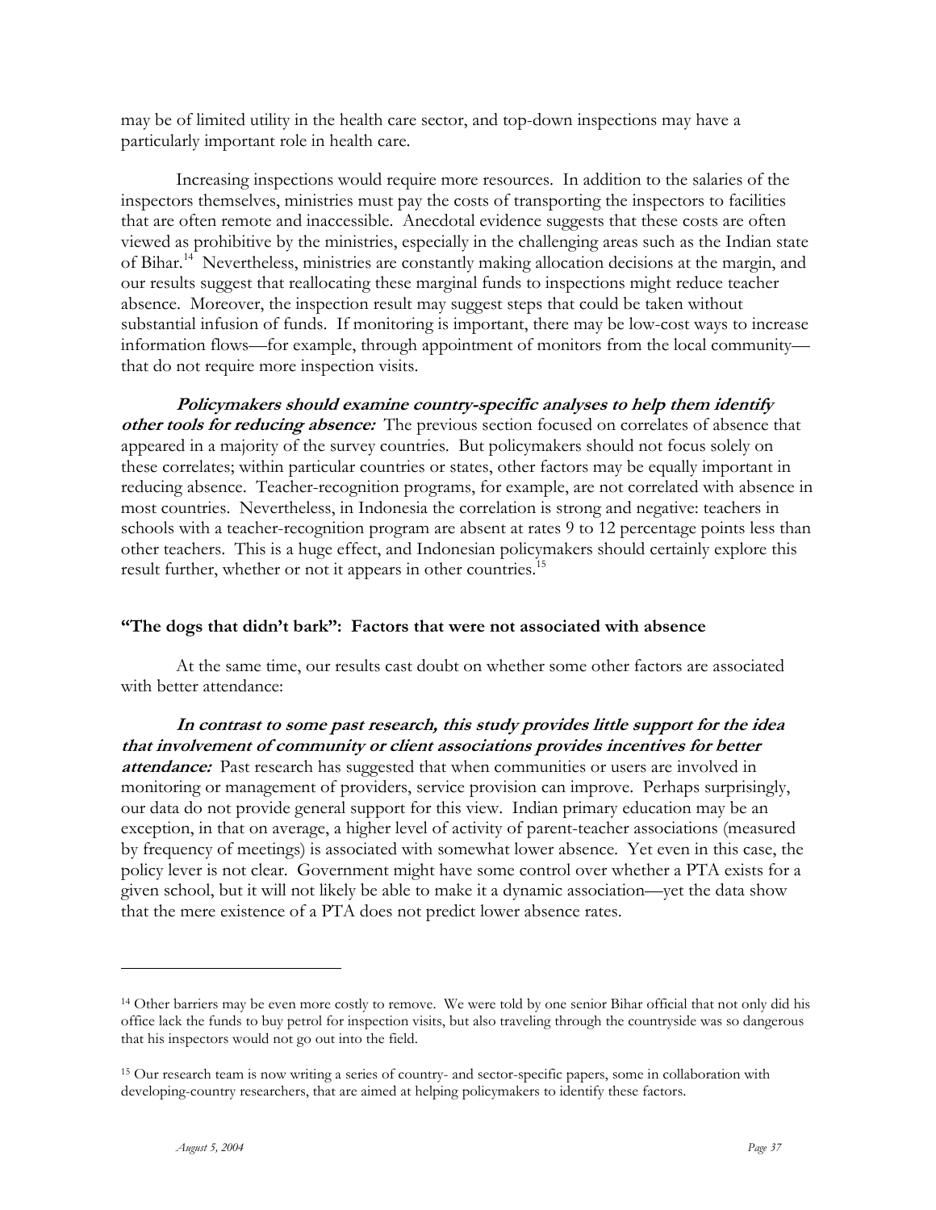may be of limited utility in the health care sector, and top-down inspections may have a particularly important role in health care.

Increasing inspections would require more resources. In addition to the salaries of the inspectors themselves, ministries must pay the costs of transporting the inspectors to facilities that are often remote and inaccessible. Anecdotal evidence suggests that these costs are often viewed as prohibitive by the ministries, especially in the challenging areas such as the Indian state of Bihar.[14] Nevertheless, ministries are constantly making allocation decisions at the margin, and our results suggest that reallocating these marginal funds to inspections might reduce teacher absence. Moreover, the inspection result may suggest steps that could be taken without substantial infusion of funds. If monitoring is important, there may be low-cost ways to increase information flows—for example, through appointment of monitors from the local community—that do not require more inspection visits.

***Policymakers should examine country-specific analyses to help them identify other tools for reducing absence:*** The previous section focused on correlates of absence that appeared in a majority of the survey countries. But policymakers should not focus solely on these correlates; within particular countries or states, other factors may be equally important in reducing absence. Teacher-recognition programs, for example, are not correlated with absence in most countries. Nevertheless, in Indonesia the correlation is strong and negative: teachers in schools with a teacher-recognition program are absent at rates 9 to 12 percentage points less than other teachers. This is a huge effect, and Indonesian policymakers should certainly explore this result further, whether or not it appears in other countries.[15]

### "The dogs that didn't bark": Factors that were not associated with absence

At the same time, our results cast doubt on whether some other factors are associated with better attendance:

***In contrast to some past research, this study provides little support for the idea that involvement of community or client associations provides incentives for better attendance:*** Past research has suggested that when communities or users are involved in monitoring or management of providers, service provision can improve. Perhaps surprisingly, our data do not provide general support for this view. Indian primary education may be an exception, in that on average, a higher level of activity of parent-teacher associations (measured by frequency of meetings) is associated with somewhat lower absence. Yet even in this case, the policy lever is not clear. Government might have some control over whether a PTA exists for a given school, but it will not likely be able to make it a dynamic association—yet the data show that the mere existence of a PTA does not predict lower absence rates.

---

[14] Other barriers may be even more costly to remove. We were told by one senior Bihar official that not only did his office lack the funds to buy petrol for inspection visits, but also traveling through the countryside was so dangerous that his inspectors would not go out into the field.

[15] Our research team is now writing a series of country- and sector-specific papers, some in collaboration with developing-country researchers, that are aimed at helping policymakers to identify these factors.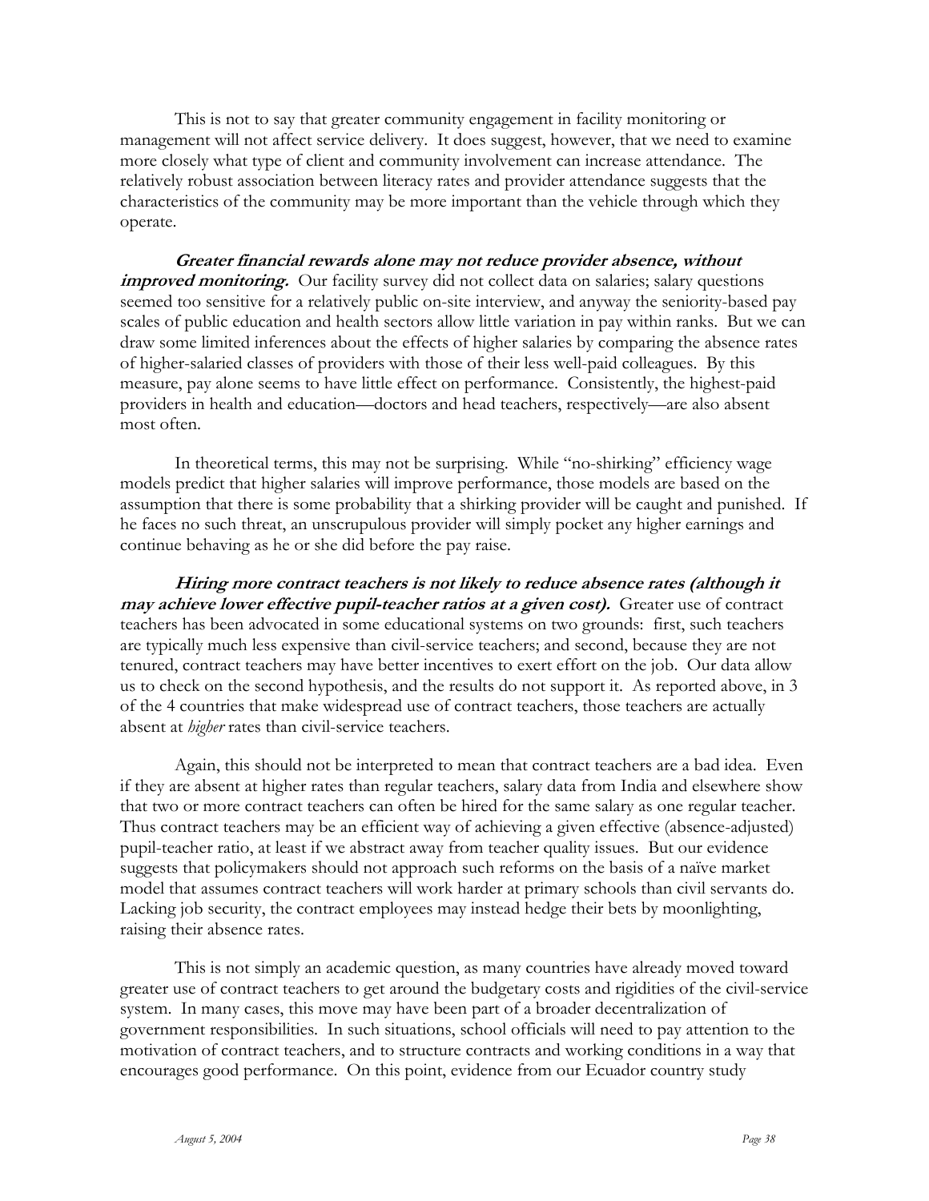This is not to say that greater community engagement in facility monitoring or management will not affect service delivery. It does suggest, however, that we need to examine more closely what type of client and community involvement can increase attendance. The relatively robust association between literacy rates and provider attendance suggests that the characteristics of the community may be more important than the vehicle through which they operate.

***Greater financial rewards alone may not reduce provider absence, without improved monitoring.*** Our facility survey did not collect data on salaries; salary questions seemed too sensitive for a relatively public on-site interview, and anyway the seniority-based pay scales of public education and health sectors allow little variation in pay within ranks. But we can draw some limited inferences about the effects of higher salaries by comparing the absence rates of higher-salaried classes of providers with those of their less well-paid colleagues. By this measure, pay alone seems to have little effect on performance. Consistently, the highest-paid providers in health and education—doctors and head teachers, respectively—are also absent most often.

In theoretical terms, this may not be surprising. While "no-shirking" efficiency wage models predict that higher salaries will improve performance, those models are based on the assumption that there is some probability that a shirking provider will be caught and punished. If he faces no such threat, an unscrupulous provider will simply pocket any higher earnings and continue behaving as he or she did before the pay raise.

***Hiring more contract teachers is not likely to reduce absence rates (although it may achieve lower effective pupil-teacher ratios at a given cost).*** Greater use of contract teachers has been advocated in some educational systems on two grounds: first, such teachers are typically much less expensive than civil-service teachers; and second, because they are not tenured, contract teachers may have better incentives to exert effort on the job. Our data allow us to check on the second hypothesis, and the results do not support it. As reported above, in 3 of the 4 countries that make widespread use of contract teachers, those teachers are actually absent at *higher* rates than civil-service teachers.

Again, this should not be interpreted to mean that contract teachers are a bad idea. Even if they are absent at higher rates than regular teachers, salary data from India and elsewhere show that two or more contract teachers can often be hired for the same salary as one regular teacher. Thus contract teachers may be an efficient way of achieving a given effective (absence-adjusted) pupil-teacher ratio, at least if we abstract away from teacher quality issues. But our evidence suggests that policymakers should not approach such reforms on the basis of a naïve market model that assumes contract teachers will work harder at primary schools than civil servants do. Lacking job security, the contract employees may instead hedge their bets by moonlighting, raising their absence rates.

This is not simply an academic question, as many countries have already moved toward greater use of contract teachers to get around the budgetary costs and rigidities of the civil-service system. In many cases, this move may have been part of a broader decentralization of government responsibilities. In such situations, school officials will need to pay attention to the motivation of contract teachers, and to structure contracts and working conditions in a way that encourages good performance. On this point, evidence from our Ecuador country study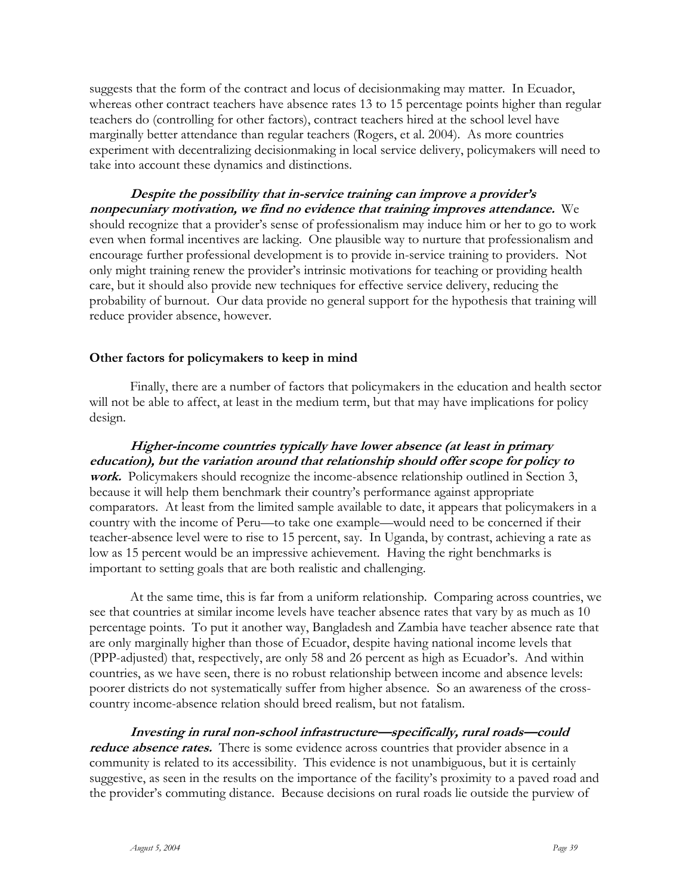suggests that the form of the contract and locus of decisionmaking may matter. In Ecuador, whereas other contract teachers have absence rates 13 to 15 percentage points higher than regular teachers do (controlling for other factors), contract teachers hired at the school level have marginally better attendance than regular teachers (Rogers, et al. 2004). As more countries experiment with decentralizing decisionmaking in local service delivery, policymakers will need to take into account these dynamics and distinctions.

***Despite the possibility that in-service training can improve a provider's nonpecuniary motivation, we find no evidence that training improves attendance.*** We should recognize that a provider's sense of professionalism may induce him or her to go to work even when formal incentives are lacking. One plausible way to nurture that professionalism and encourage further professional development is to provide in-service training to providers. Not only might training renew the provider's intrinsic motivations for teaching or providing health care, but it should also provide new techniques for effective service delivery, reducing the probability of burnout. Our data provide no general support for the hypothesis that training will reduce provider absence, however.

**Other factors for policymakers to keep in mind**

Finally, there are a number of factors that policymakers in the education and health sector will not be able to affect, at least in the medium term, but that may have implications for policy design.

***Higher-income countries typically have lower absence (at least in primary education), but the variation around that relationship should offer scope for policy to work.*** Policymakers should recognize the income-absence relationship outlined in Section 3, because it will help them benchmark their country's performance against appropriate comparators. At least from the limited sample available to date, it appears that policymakers in a country with the income of Peru—to take one example—would need to be concerned if their teacher-absence level were to rise to 15 percent, say. In Uganda, by contrast, achieving a rate as low as 15 percent would be an impressive achievement. Having the right benchmarks is important to setting goals that are both realistic and challenging.

At the same time, this is far from a uniform relationship. Comparing across countries, we see that countries at similar income levels have teacher absence rates that vary by as much as 10 percentage points. To put it another way, Bangladesh and Zambia have teacher absence rate that are only marginally higher than those of Ecuador, despite having national income levels that (PPP-adjusted) that, respectively, are only 58 and 26 percent as high as Ecuador's. And within countries, as we have seen, there is no robust relationship between income and absence levels: poorer districts do not systematically suffer from higher absence. So an awareness of the cross-country income-absence relation should breed realism, but not fatalism.

***Investing in rural non-school infrastructure—specifically, rural roads—could reduce absence rates.*** There is some evidence across countries that provider absence in a community is related to its accessibility. This evidence is not unambiguous, but it is certainly suggestive, as seen in the results on the importance of the facility's proximity to a paved road and the provider's commuting distance. Because decisions on rural roads lie outside the purview of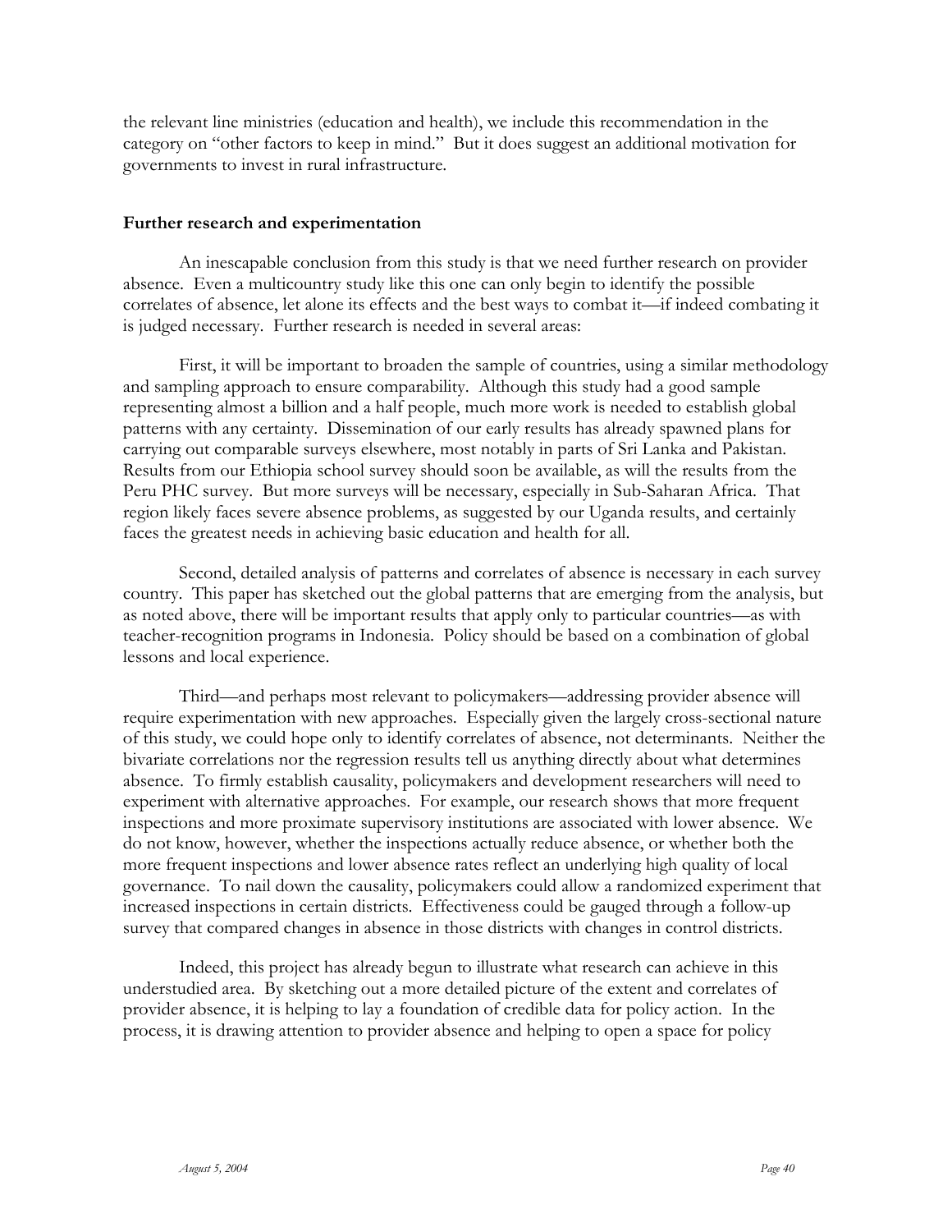the relevant line ministries (education and health), we include this recommendation in the category on "other factors to keep in mind." But it does suggest an additional motivation for governments to invest in rural infrastructure.

**Further research and experimentation**

An inescapable conclusion from this study is that we need further research on provider absence. Even a multicountry study like this one can only begin to identify the possible correlates of absence, let alone its effects and the best ways to combat it—if indeed combating it is judged necessary. Further research is needed in several areas:

First, it will be important to broaden the sample of countries, using a similar methodology and sampling approach to ensure comparability. Although this study had a good sample representing almost a billion and a half people, much more work is needed to establish global patterns with any certainty. Dissemination of our early results has already spawned plans for carrying out comparable surveys elsewhere, most notably in parts of Sri Lanka and Pakistan. Results from our Ethiopia school survey should soon be available, as will the results from the Peru PHC survey. But more surveys will be necessary, especially in Sub-Saharan Africa. That region likely faces severe absence problems, as suggested by our Uganda results, and certainly faces the greatest needs in achieving basic education and health for all.

Second, detailed analysis of patterns and correlates of absence is necessary in each survey country. This paper has sketched out the global patterns that are emerging from the analysis, but as noted above, there will be important results that apply only to particular countries—as with teacher-recognition programs in Indonesia. Policy should be based on a combination of global lessons and local experience.

Third—and perhaps most relevant to policymakers—addressing provider absence will require experimentation with new approaches. Especially given the largely cross-sectional nature of this study, we could hope only to identify correlates of absence, not determinants. Neither the bivariate correlations nor the regression results tell us anything directly about what determines absence. To firmly establish causality, policymakers and development researchers will need to experiment with alternative approaches. For example, our research shows that more frequent inspections and more proximate supervisory institutions are associated with lower absence. We do not know, however, whether the inspections actually reduce absence, or whether both the more frequent inspections and lower absence rates reflect an underlying high quality of local governance. To nail down the causality, policymakers could allow a randomized experiment that increased inspections in certain districts. Effectiveness could be gauged through a follow-up survey that compared changes in absence in those districts with changes in control districts.

Indeed, this project has already begun to illustrate what research can achieve in this understudied area. By sketching out a more detailed picture of the extent and correlates of provider absence, it is helping to lay a foundation of credible data for policy action. In the process, it is drawing attention to provider absence and helping to open a space for policy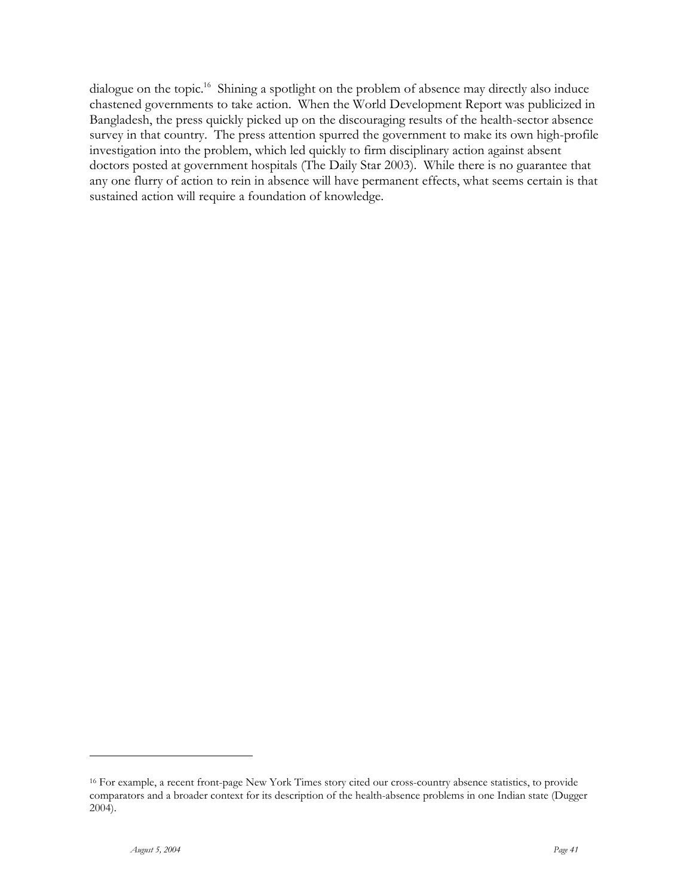dialogue on the topic.[16] Shining a spotlight on the problem of absence may directly also induce chastened governments to take action. When the World Development Report was publicized in Bangladesh, the press quickly picked up on the discouraging results of the health-sector absence survey in that country. The press attention spurred the government to make its own high-profile investigation into the problem, which led quickly to firm disciplinary action against absent doctors posted at government hospitals (The Daily Star 2003). While there is no guarantee that any one flurry of action to rein in absence will have permanent effects, what seems certain is that sustained action will require a foundation of knowledge.

---

[16] For example, a recent front-page New York Times story cited our cross-country absence statistics, to provide comparators and a broader context for its description of the health-absence problems in one Indian state (Dugger 2004).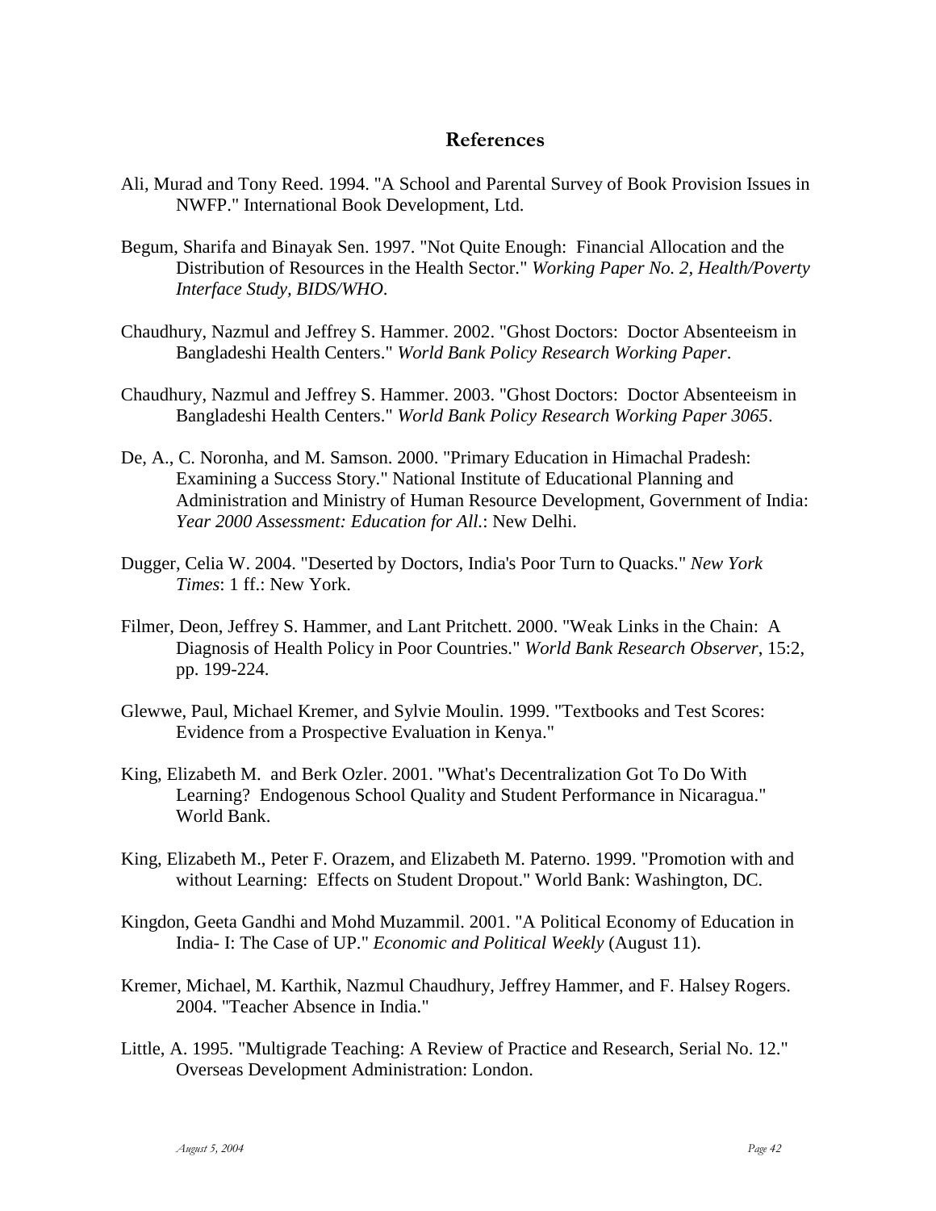## References

Ali, Murad and Tony Reed. 1994. "A School and Parental Survey of Book Provision Issues in NWFP." International Book Development, Ltd.

Begum, Sharifa and Binayak Sen. 1997. "Not Quite Enough: Financial Allocation and the Distribution of Resources in the Health Sector." *Working Paper No. 2, Health/Poverty Interface Study, BIDS/WHO*.

Chaudhury, Nazmul and Jeffrey S. Hammer. 2002. "Ghost Doctors: Doctor Absenteeism in Bangladeshi Health Centers." *World Bank Policy Research Working Paper*.

Chaudhury, Nazmul and Jeffrey S. Hammer. 2003. "Ghost Doctors: Doctor Absenteeism in Bangladeshi Health Centers." *World Bank Policy Research Working Paper 3065*.

De, A., C. Noronha, and M. Samson. 2000. "Primary Education in Himachal Pradesh: Examining a Success Story." National Institute of Educational Planning and Administration and Ministry of Human Resource Development, Government of India: *Year 2000 Assessment: Education for All.*: New Delhi.

Dugger, Celia W. 2004. "Deserted by Doctors, India's Poor Turn to Quacks." *New York Times*: 1 ff.: New York.

Filmer, Deon, Jeffrey S. Hammer, and Lant Pritchett. 2000. "Weak Links in the Chain: A Diagnosis of Health Policy in Poor Countries." *World Bank Research Observer*, 15:2, pp. 199-224.

Glewwe, Paul, Michael Kremer, and Sylvie Moulin. 1999. "Textbooks and Test Scores: Evidence from a Prospective Evaluation in Kenya."

King, Elizabeth M. and Berk Ozler. 2001. "What's Decentralization Got To Do With Learning? Endogenous School Quality and Student Performance in Nicaragua." World Bank.

King, Elizabeth M., Peter F. Orazem, and Elizabeth M. Paterno. 1999. "Promotion with and without Learning: Effects on Student Dropout." World Bank: Washington, DC.

Kingdon, Geeta Gandhi and Mohd Muzammil. 2001. "A Political Economy of Education in India- I: The Case of UP." *Economic and Political Weekly* (August 11).

Kremer, Michael, M. Karthik, Nazmul Chaudhury, Jeffrey Hammer, and F. Halsey Rogers. 2004. "Teacher Absence in India."

Little, A. 1995. "Multigrade Teaching: A Review of Practice and Research, Serial No. 12." Overseas Development Administration: London.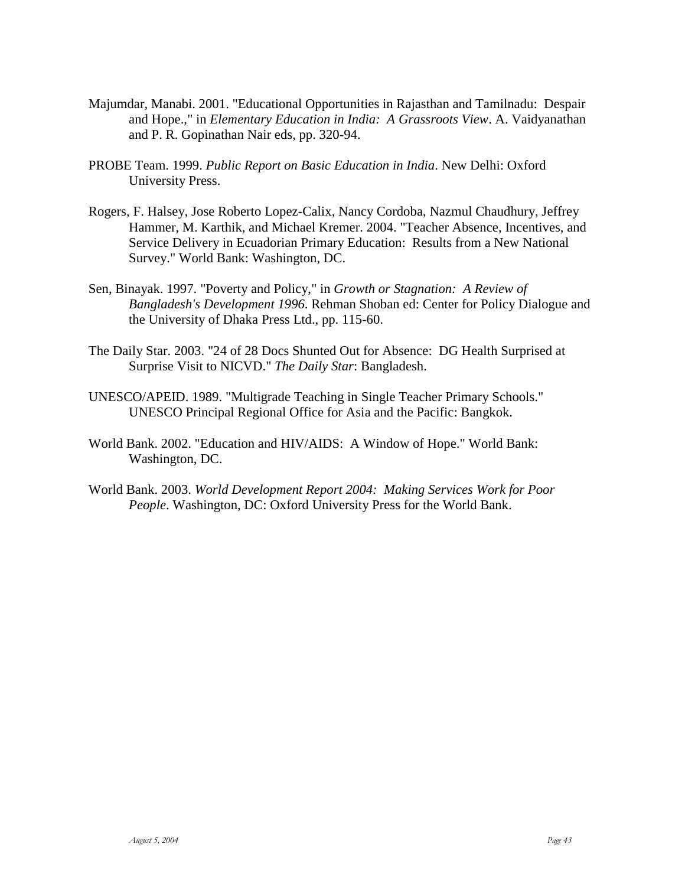Majumdar, Manabi. 2001. "Educational Opportunities in Rajasthan and Tamilnadu: Despair and Hope.," in *Elementary Education in India: A Grassroots View*. A. Vaidyanathan and P. R. Gopinathan Nair eds, pp. 320-94.

PROBE Team. 1999. *Public Report on Basic Education in India*. New Delhi: Oxford University Press.

Rogers, F. Halsey, Jose Roberto Lopez-Calix, Nancy Cordoba, Nazmul Chaudhury, Jeffrey Hammer, M. Karthik, and Michael Kremer. 2004. "Teacher Absence, Incentives, and Service Delivery in Ecuadorian Primary Education: Results from a New National Survey." World Bank: Washington, DC.

Sen, Binayak. 1997. "Poverty and Policy," in *Growth or Stagnation: A Review of Bangladesh's Development 1996*. Rehman Shoban ed: Center for Policy Dialogue and the University of Dhaka Press Ltd., pp. 115-60.

The Daily Star. 2003. "24 of 28 Docs Shunted Out for Absence: DG Health Surprised at Surprise Visit to NICVD." *The Daily Star*: Bangladesh.

UNESCO/APEID. 1989. "Multigrade Teaching in Single Teacher Primary Schools." UNESCO Principal Regional Office for Asia and the Pacific: Bangkok.

World Bank. 2002. "Education and HIV/AIDS: A Window of Hope." World Bank: Washington, DC.

World Bank. 2003. *World Development Report 2004: Making Services Work for Poor People*. Washington, DC: Oxford University Press for the World Bank.